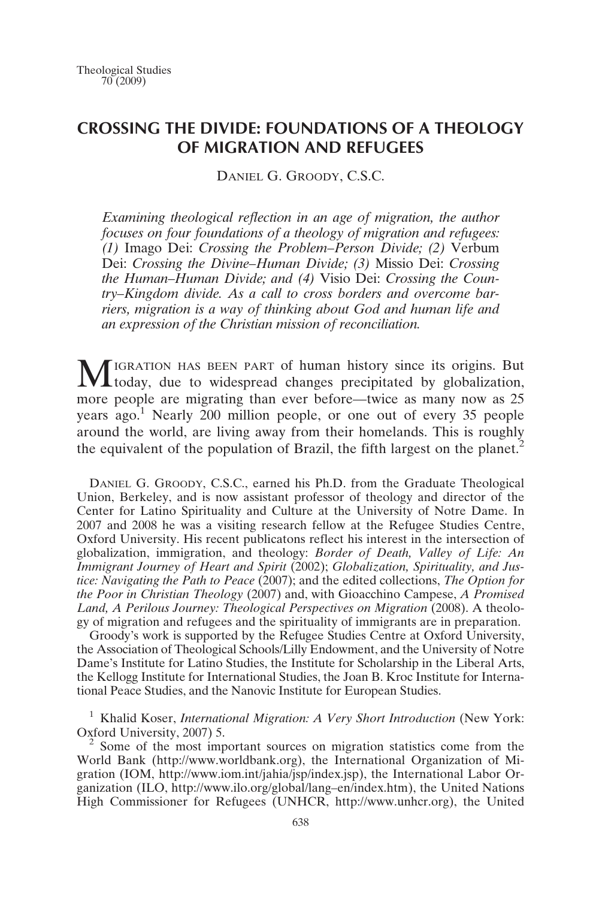# CROSSING THE DIVIDE: FOUNDATIONS OF A THEOLOGY OF MIGRATION AND REFUGEES

DANIEL G. GROODY, C.S.C.

*Examining theological reflection in an age of migration, the author focuses on four foundations of a theology of migration and refugees: (1)* Imago Dei: *Crossing the Problem–Person Divide; (2)* Verbum Dei: *Crossing the Divine–Human Divide; (3)* Missio Dei: *Crossing the Human–Human Divide; and (4)* Visio Dei: *Crossing the Country–Kingdom divide. As a call to cross borders and overcome barriers, migration is a way of thinking about God and human life and an expression of the Christian mission of reconciliation.*

MIGRATION HAS BEEN PART of human history since its origins. But today, due to widespread changes precipitated by globalization, more people are migrating than ever before—twice as many now as 25 years ago.[1] Nearly 200 million people, or one out of every 35 people around the world, are living away from their homelands. This is roughly the equivalent of the population of Brazil, the fifth largest on the planet.[2]

DANIEL G. GROODY, C.S.C., earned his Ph.D. from the Graduate Theological Union, Berkeley, and is now assistant professor of theology and director of the Center for Latino Spirituality and Culture at the University of Notre Dame. In 2007 and 2008 he was a visiting research fellow at the Refugee Studies Centre, Oxford University. His recent publicatons reflect his interest in the intersection of globalization, immigration, and theology: *Border of Death, Valley of Life: An Immigrant Journey of Heart and Spirit* (2002); *Globalization, Spirituality, and Justice: Navigating the Path to Peace* (2007); and the edited collections, *The Option for the Poor in Christian Theology* (2007) and, with Gioacchino Campese, *A Promised Land, A Perilous Journey: Theological Perspectives on Migration* (2008). A theology of migration and refugees and the spirituality of immigrants are in preparation.

Groody's work is supported by the Refugee Studies Centre at Oxford University, the Association of Theological Schools/Lilly Endowment, and the University of Notre Dame's Institute for Latino Studies, the Institute for Scholarship in the Liberal Arts, the Kellogg Institute for International Studies, the Joan B. Kroc Institute for International Peace Studies, and the Nanovic Institute for European Studies.

[1] Khalid Koser, *International Migration: A Very Short Introduction* (New York: Oxford University, 2007) 5.

[2] Some of the most important sources on migration statistics come from the World Bank (http://www.worldbank.org), the International Organization of Migration (IOM, http://www.iom.int/jahia/jsp/index.jsp), the International Labor Organization (ILO, http://www.ilo.org/global/lang–en/index.htm), the United Nations High Commissioner for Refugees (UNHCR, http://www.unhcr.org), the United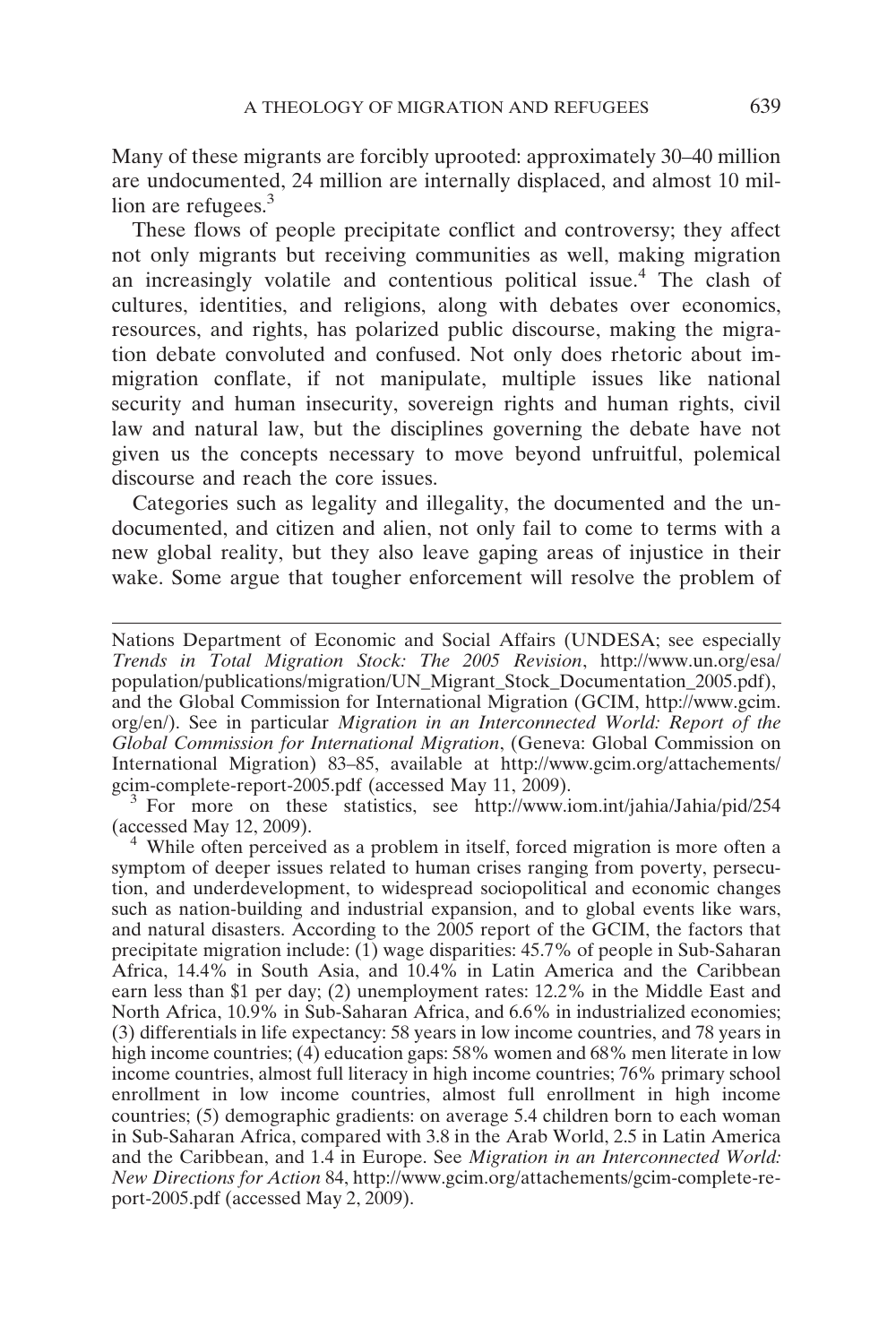Many of these migrants are forcibly uprooted: approximately 30–40 million are undocumented, 24 million are internally displaced, and almost 10 million are refugees.[3]

These flows of people precipitate conflict and controversy; they affect not only migrants but receiving communities as well, making migration an increasingly volatile and contentious political issue.[4] The clash of cultures, identities, and religions, along with debates over economics, resources, and rights, has polarized public discourse, making the migration debate convoluted and confused. Not only does rhetoric about immigration conflate, if not manipulate, multiple issues like national security and human insecurity, sovereign rights and human rights, civil law and natural law, but the disciplines governing the debate have not given us the concepts necessary to move beyond unfruitful, polemical discourse and reach the core issues.

Categories such as legality and illegality, the documented and the undocumented, and citizen and alien, not only fail to come to terms with a new global reality, but they also leave gaping areas of injustice in their wake. Some argue that tougher enforcement will resolve the problem of

---

Nations Department of Economic and Social Affairs (UNDESA; see especially *Trends in Total Migration Stock: The 2005 Revision*, http://www.un.org/esa/population/publications/migration/UN_Migrant_Stock_Documentation_2005.pdf), and the Global Commission for International Migration (GCIM, http://www.gcim.org/en/). See in particular *Migration in an Interconnected World: Report of the Global Commission for International Migration*, (Geneva: Global Commission on International Migration) 83–85, available at http://www.gcim.org/attachements/gcim-complete-report-2005.pdf (accessed May 11, 2009).

[3] For more on these statistics, see http://www.iom.int/jahia/Jahia/pid/254 (accessed May 12, 2009).

[4] While often perceived as a problem in itself, forced migration is more often a symptom of deeper issues related to human crises ranging from poverty, persecution, and underdevelopment, to widespread sociopolitical and economic changes such as nation-building and industrial expansion, and to global events like wars, and natural disasters. According to the 2005 report of the GCIM, the factors that precipitate migration include: (1) wage disparities: 45.7% of people in Sub-Saharan Africa, 14.4% in South Asia, and 10.4% in Latin America and the Caribbean earn less than $1 per day; (2) unemployment rates: 12.2% in the Middle East and North Africa, 10.9% in Sub-Saharan Africa, and 6.6% in industrialized economies; (3) differentials in life expectancy: 58 years in low income countries, and 78 years in high income countries; (4) education gaps: 58% women and 68% men literate in low income countries, almost full literacy in high income countries; 76% primary school enrollment in low income countries, almost full enrollment in high income countries; (5) demographic gradients: on average 5.4 children born to each woman in Sub-Saharan Africa, compared with 3.8 in the Arab World, 2.5 in Latin America and the Caribbean, and 1.4 in Europe. See *Migration in an Interconnected World: New Directions for Action* 84, http://www.gcim.org/attachements/gcim-complete-report-2005.pdf (accessed May 2, 2009).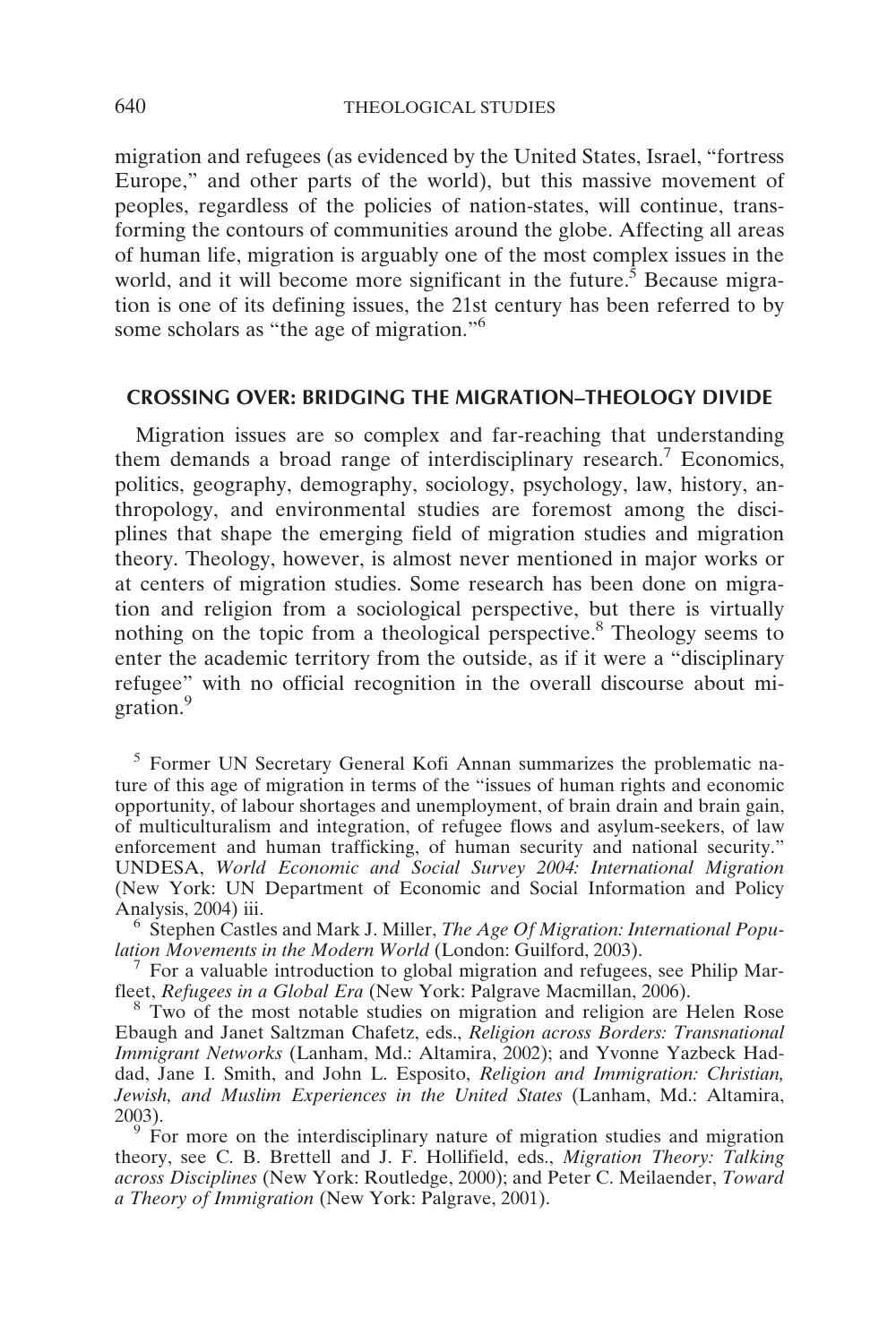migration and refugees (as evidenced by the United States, Israel, "fortress Europe," and other parts of the world), but this massive movement of peoples, regardless of the policies of nation-states, will continue, transforming the contours of communities around the globe. Affecting all areas of human life, migration is arguably one of the most complex issues in the world, and it will become more significant in the future.[5] Because migration is one of its defining issues, the 21st century has been referred to by some scholars as "the age of migration."[6]

## CROSSING OVER: BRIDGING THE MIGRATION–THEOLOGY DIVIDE

Migration issues are so complex and far-reaching that understanding them demands a broad range of interdisciplinary research.[7] Economics, politics, geography, demography, sociology, psychology, law, history, anthropology, and environmental studies are foremost among the disciplines that shape the emerging field of migration studies and migration theory. Theology, however, is almost never mentioned in major works or at centers of migration studies. Some research has been done on migration and religion from a sociological perspective, but there is virtually nothing on the topic from a theological perspective.[8] Theology seems to enter the academic territory from the outside, as if it were a "disciplinary refugee" with no official recognition in the overall discourse about migration.[9]

[5] Former UN Secretary General Kofi Annan summarizes the problematic nature of this age of migration in terms of the "issues of human rights and economic opportunity, of labour shortages and unemployment, of brain drain and brain gain, of multiculturalism and integration, of refugee flows and asylum-seekers, of law enforcement and human trafficking, of human security and national security." UNDESA, *World Economic and Social Survey 2004: International Migration* (New York: UN Department of Economic and Social Information and Policy Analysis, 2004) iii.

[6] Stephen Castles and Mark J. Miller, *The Age Of Migration: International Population Movements in the Modern World* (London: Guilford, 2003).

[7] For a valuable introduction to global migration and refugees, see Philip Marfleet, *Refugees in a Global Era* (New York: Palgrave Macmillan, 2006).

[8] Two of the most notable studies on migration and religion are Helen Rose Ebaugh and Janet Saltzman Chafetz, eds., *Religion across Borders: Transnational Immigrant Networks* (Lanham, Md.: Altamira, 2002); and Yvonne Yazbeck Haddad, Jane I. Smith, and John L. Esposito, *Religion and Immigration: Christian, Jewish, and Muslim Experiences in the United States* (Lanham, Md.: Altamira, 2003).

[9] For more on the interdisciplinary nature of migration studies and migration theory, see C. B. Brettell and J. F. Hollifield, eds., *Migration Theory: Talking across Disciplines* (New York: Routledge, 2000); and Peter C. Meilaender, *Toward a Theory of Immigration* (New York: Palgrave, 2001).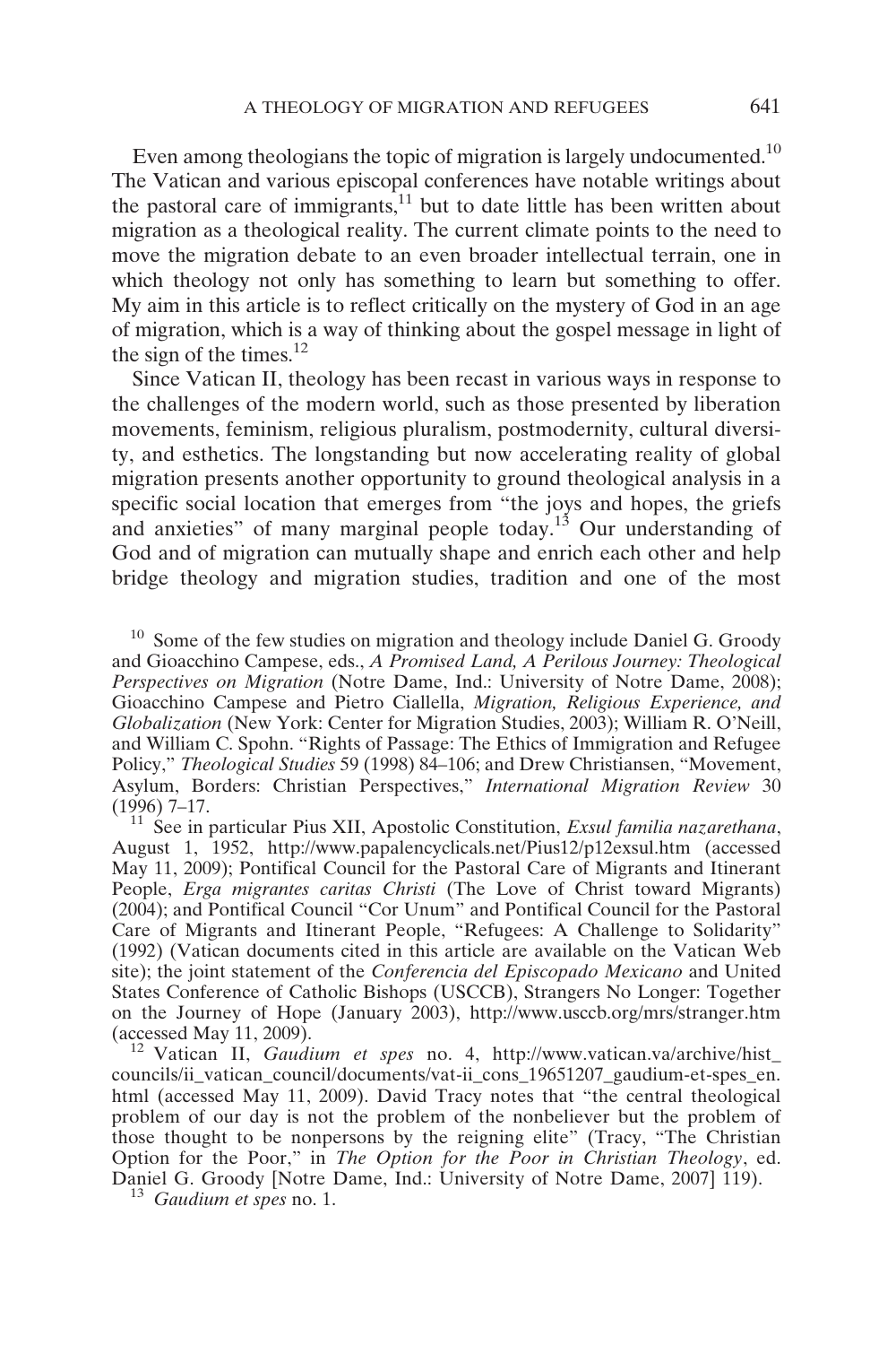Even among theologians the topic of migration is largely undocumented.[10] The Vatican and various episcopal conferences have notable writings about the pastoral care of immigrants,[11] but to date little has been written about migration as a theological reality. The current climate points to the need to move the migration debate to an even broader intellectual terrain, one in which theology not only has something to learn but something to offer. My aim in this article is to reflect critically on the mystery of God in an age of migration, which is a way of thinking about the gospel message in light of the sign of the times.[12]

Since Vatican II, theology has been recast in various ways in response to the challenges of the modern world, such as those presented by liberation movements, feminism, religious pluralism, postmodernity, cultural diversity, and esthetics. The longstanding but now accelerating reality of global migration presents another opportunity to ground theological analysis in a specific social location that emerges from "the joys and hopes, the griefs and anxieties" of many marginal people today.[13] Our understanding of God and of migration can mutually shape and enrich each other and help bridge theology and migration studies, tradition and one of the most

[10] Some of the few studies on migration and theology include Daniel G. Groody and Gioacchino Campese, eds., *A Promised Land, A Perilous Journey: Theological Perspectives on Migration* (Notre Dame, Ind.: University of Notre Dame, 2008); Gioacchino Campese and Pietro Ciallella, *Migration, Religious Experience, and Globalization* (New York: Center for Migration Studies, 2003); William R. O'Neill, and William C. Spohn. "Rights of Passage: The Ethics of Immigration and Refugee Policy," *Theological Studies* 59 (1998) 84–106; and Drew Christiansen, "Movement, Asylum, Borders: Christian Perspectives," *International Migration Review* 30 (1996) 7–17.

[11] See in particular Pius XII, Apostolic Constitution, *Exsul familia nazarethana*, August 1, 1952, http://www.papalencyclicals.net/Pius12/p12exsul.htm (accessed May 11, 2009); Pontifical Council for the Pastoral Care of Migrants and Itinerant People, *Erga migrantes caritas Christi* (The Love of Christ toward Migrants) (2004); and Pontifical Council "Cor Unum" and Pontifical Council for the Pastoral Care of Migrants and Itinerant People, "Refugees: A Challenge to Solidarity" (1992) (Vatican documents cited in this article are available on the Vatican Web site); the joint statement of the *Conferencia del Episcopado Mexicano* and United States Conference of Catholic Bishops (USCCB), Strangers No Longer: Together on the Journey of Hope (January 2003), http://www.usccb.org/mrs/stranger.htm (accessed May 11, 2009).

[12] Vatican II, *Gaudium et spes* no. 4, http://www.vatican.va/archive/hist_councils/ii_vatican_council/documents/vat-ii_cons_19651207_gaudium-et-spes_en.html (accessed May 11, 2009). David Tracy notes that "the central theological problem of our day is not the problem of the nonbeliever but the problem of those thought to be nonpersons by the reigning elite" (Tracy, "The Christian Option for the Poor," in *The Option for the Poor in Christian Theology*, ed. Daniel G. Groody [Notre Dame, Ind.: University of Notre Dame, 2007] 119).

[13] *Gaudium et spes* no. 1.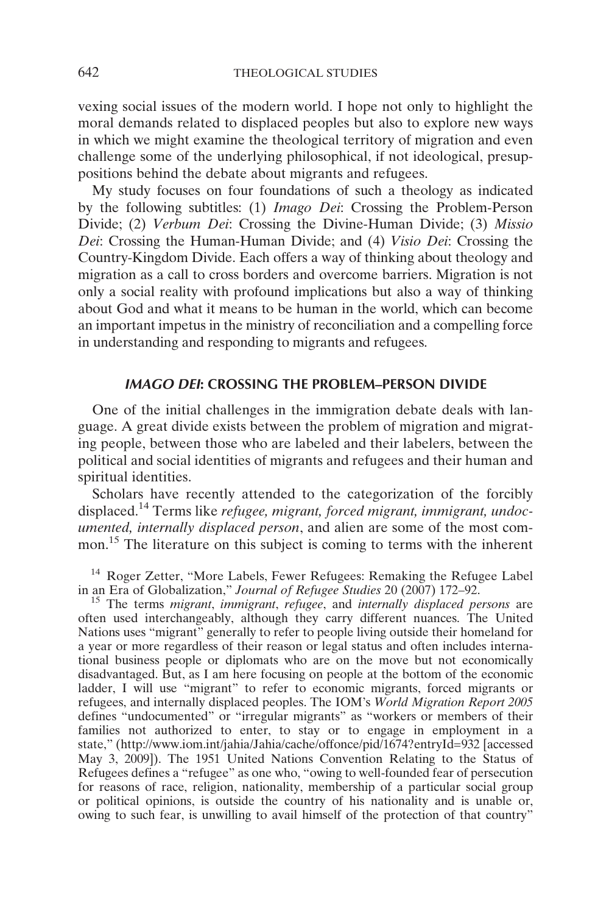vexing social issues of the modern world. I hope not only to highlight the moral demands related to displaced peoples but also to explore new ways in which we might examine the theological territory of migration and even challenge some of the underlying philosophical, if not ideological, presuppositions behind the debate about migrants and refugees.

My study focuses on four foundations of such a theology as indicated by the following subtitles: (1) *Imago Dei*: Crossing the Problem-Person Divide; (2) *Verbum Dei*: Crossing the Divine-Human Divide; (3) *Missio Dei*: Crossing the Human-Human Divide; and (4) *Visio Dei*: Crossing the Country-Kingdom Divide. Each offers a way of thinking about theology and migration as a call to cross borders and overcome barriers. Migration is not only a social reality with profound implications but also a way of thinking about God and what it means to be human in the world, which can become an important impetus in the ministry of reconciliation and a compelling force in understanding and responding to migrants and refugees.

## *IMAGO DEI*: CROSSING THE PROBLEM–PERSON DIVIDE

One of the initial challenges in the immigration debate deals with language. A great divide exists between the problem of migration and migrating people, between those who are labeled and their labelers, between the political and social identities of migrants and refugees and their human and spiritual identities.

Scholars have recently attended to the categorization of the forcibly displaced.[14] Terms like *refugee, migrant, forced migrant, immigrant, undocumented, internally displaced person*, and alien are some of the most common.[15] The literature on this subject is coming to terms with the inherent

[14] Roger Zetter, "More Labels, Fewer Refugees: Remaking the Refugee Label in an Era of Globalization," *Journal of Refugee Studies* 20 (2007) 172–92.

[15] The terms *migrant*, *immigrant*, *refugee*, and *internally displaced persons* are often used interchangeably, although they carry different nuances. The United Nations uses "migrant" generally to refer to people living outside their homeland for a year or more regardless of their reason or legal status and often includes international business people or diplomats who are on the move but not economically disadvantaged. But, as I am here focusing on people at the bottom of the economic ladder, I will use "migrant" to refer to economic migrants, forced migrants or refugees, and internally displaced peoples. The IOM's *World Migration Report 2005* defines "undocumented" or "irregular migrants" as "workers or members of their families not authorized to enter, to stay or to engage in employment in a state," (http://www.iom.int/jahia/Jahia/cache/offonce/pid/1674?entryId=932 [accessed May 3, 2009]). The 1951 United Nations Convention Relating to the Status of Refugees defines a "refugee" as one who, "owing to well-founded fear of persecution for reasons of race, religion, nationality, membership of a particular social group or political opinions, is outside the country of his nationality and is unable or, owing to such fear, is unwilling to avail himself of the protection of that country"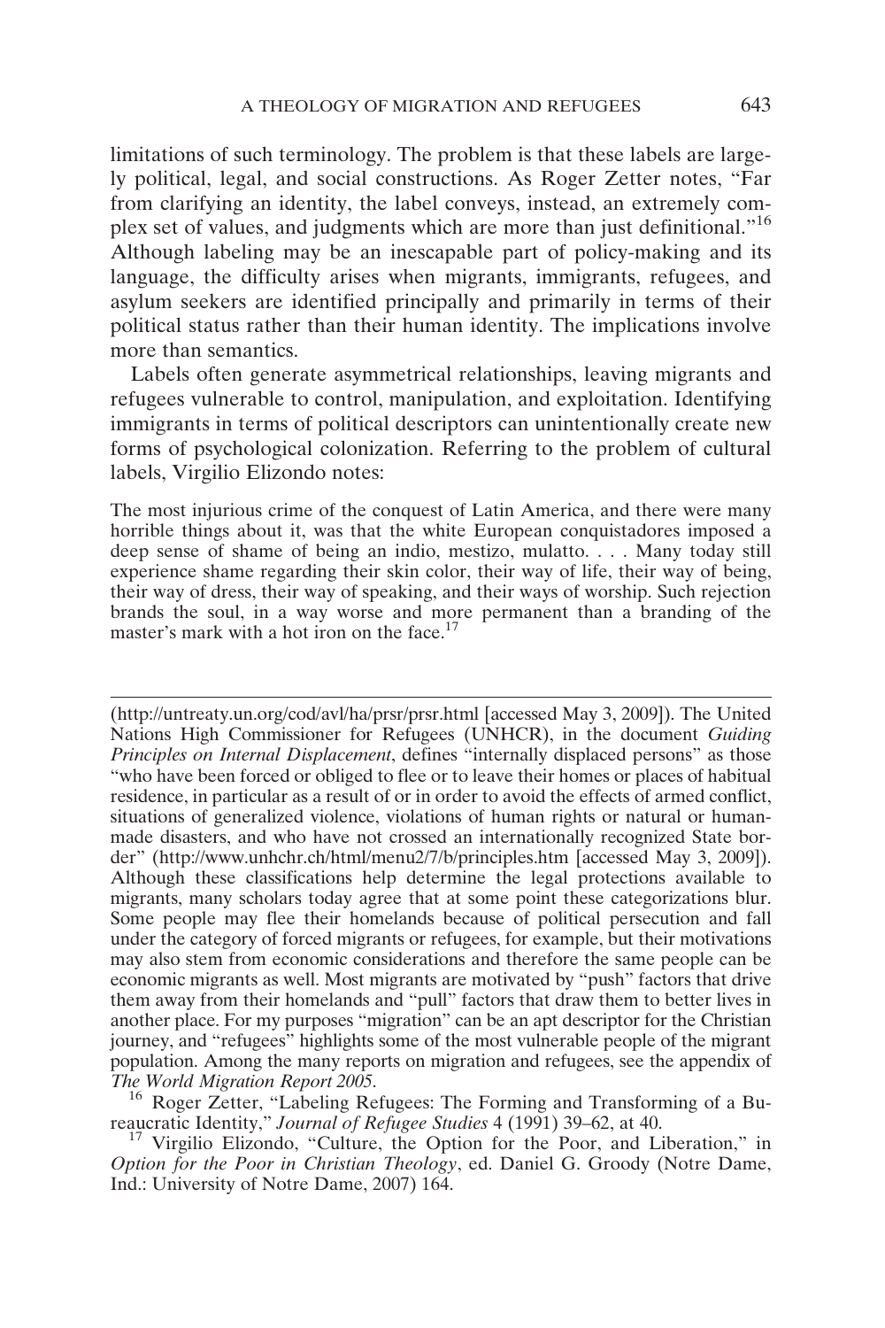limitations of such terminology. The problem is that these labels are largely political, legal, and social constructions. As Roger Zetter notes, "Far from clarifying an identity, the label conveys, instead, an extremely complex set of values, and judgments which are more than just definitional."[16] Although labeling may be an inescapable part of policy-making and its language, the difficulty arises when migrants, immigrants, refugees, and asylum seekers are identified principally and primarily in terms of their political status rather than their human identity. The implications involve more than semantics.

Labels often generate asymmetrical relationships, leaving migrants and refugees vulnerable to control, manipulation, and exploitation. Identifying immigrants in terms of political descriptors can unintentionally create new forms of psychological colonization. Referring to the problem of cultural labels, Virgilio Elizondo notes:

> The most injurious crime of the conquest of Latin America, and there were many horrible things about it, was that the white European conquistadores imposed a deep sense of shame of being an indio, mestizo, mulatto. . . . Many today still experience shame regarding their skin color, their way of life, their way of being, their way of dress, their way of speaking, and their ways of worship. Such rejection brands the soul, in a way worse and more permanent than a branding of the master's mark with a hot iron on the face.[17]

---

(http://untreaty.un.org/cod/avl/ha/prsr/prsr.html [accessed May 3, 2009]). The United Nations High Commissioner for Refugees (UNHCR), in the document *Guiding Principles on Internal Displacement*, defines "internally displaced persons" as those "who have been forced or obliged to flee or to leave their homes or places of habitual residence, in particular as a result of or in order to avoid the effects of armed conflict, situations of generalized violence, violations of human rights or natural or human-made disasters, and who have not crossed an internationally recognized State border" (http://www.unhchr.ch/html/menu2/7/b/principles.htm [accessed May 3, 2009]). Although these classifications help determine the legal protections available to migrants, many scholars today agree that at some point these categorizations blur. Some people may flee their homelands because of political persecution and fall under the category of forced migrants or refugees, for example, but their motivations may also stem from economic considerations and therefore the same people can be economic migrants as well. Most migrants are motivated by "push" factors that drive them away from their homelands and "pull" factors that draw them to better lives in another place. For my purposes "migration" can be an apt descriptor for the Christian journey, and "refugees" highlights some of the most vulnerable people of the migrant population. Among the many reports on migration and refugees, see the appendix of *The World Migration Report 2005*.

[16] Roger Zetter, "Labeling Refugees: The Forming and Transforming of a Bureaucratic Identity," *Journal of Refugee Studies* 4 (1991) 39–62, at 40.

[17] Virgilio Elizondo, "Culture, the Option for the Poor, and Liberation," in *Option for the Poor in Christian Theology*, ed. Daniel G. Groody (Notre Dame, Ind.: University of Notre Dame, 2007) 164.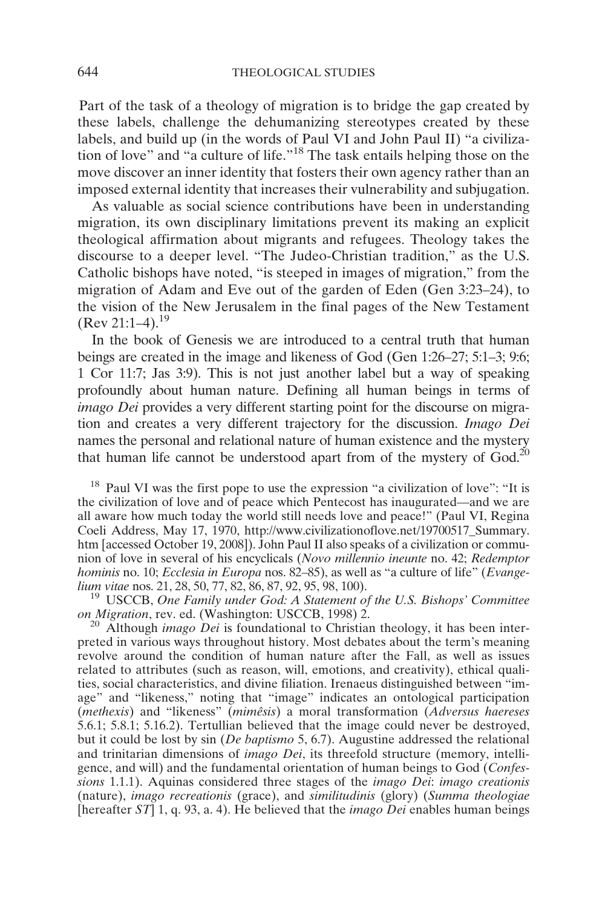Part of the task of a theology of migration is to bridge the gap created by these labels, challenge the dehumanizing stereotypes created by these labels, and build up (in the words of Paul VI and John Paul II) "a civilization of love" and "a culture of life."[18] The task entails helping those on the move discover an inner identity that fosters their own agency rather than an imposed external identity that increases their vulnerability and subjugation.

As valuable as social science contributions have been in understanding migration, its own disciplinary limitations prevent its making an explicit theological affirmation about migrants and refugees. Theology takes the discourse to a deeper level. "The Judeo-Christian tradition," as the U.S. Catholic bishops have noted, "is steeped in images of migration," from the migration of Adam and Eve out of the garden of Eden (Gen 3:23–24), to the vision of the New Jerusalem in the final pages of the New Testament (Rev 21:1–4).[19]

In the book of Genesis we are introduced to a central truth that human beings are created in the image and likeness of God (Gen 1:26–27; 5:1–3; 9:6; 1 Cor 11:7; Jas 3:9). This is not just another label but a way of speaking profoundly about human nature. Defining all human beings in terms of *imago Dei* provides a very different starting point for the discourse on migration and creates a very different trajectory for the discussion. *Imago Dei* names the personal and relational nature of human existence and the mystery that human life cannot be understood apart from of the mystery of God.[20]

[18] Paul VI was the first pope to use the expression "a civilization of love": "It is the civilization of love and of peace which Pentecost has inaugurated—and we are all aware how much today the world still needs love and peace!" (Paul VI, Regina Coeli Address, May 17, 1970, http://www.civilizationoflove.net/19700517_Summary.htm [accessed October 19, 2008]). John Paul II also speaks of a civilization or communion of love in several of his encyclicals (*Novo millennio ineunte* no. 42; *Redemptor hominis* no. 10; *Ecclesia in Europa* nos. 82–85), as well as "a culture of life" (*Evangelium vitae* nos. 21, 28, 50, 77, 82, 86, 87, 92, 95, 98, 100).

[19] USCCB, *One Family under God: A Statement of the U.S. Bishops' Committee on Migration*, rev. ed. (Washington: USCCB, 1998) 2.

[20] Although *imago Dei* is foundational to Christian theology, it has been interpreted in various ways throughout history. Most debates about the term's meaning revolve around the condition of human nature after the Fall, as well as issues related to attributes (such as reason, will, emotions, and creativity), ethical qualities, social characteristics, and divine filiation. Irenaeus distinguished between "image" and "likeness," noting that "image" indicates an ontological participation (*methexis*) and "likeness" (*mimêsis*) a moral transformation (*Adversus haereses* 5.6.1; 5.8.1; 5.16.2). Tertullian believed that the image could never be destroyed, but it could be lost by sin (*De baptismo* 5, 6.7). Augustine addressed the relational and trinitarian dimensions of *imago Dei*, its threefold structure (memory, intelligence, and will) and the fundamental orientation of human beings to God (*Confessions* 1.1.1). Aquinas considered three stages of the *imago Dei*: *imago creationis* (nature), *imago recreationis* (grace), and *similitudinis* (glory) (*Summa theologiae* [hereafter *ST*] 1, q. 93, a. 4). He believed that the *imago Dei* enables human beings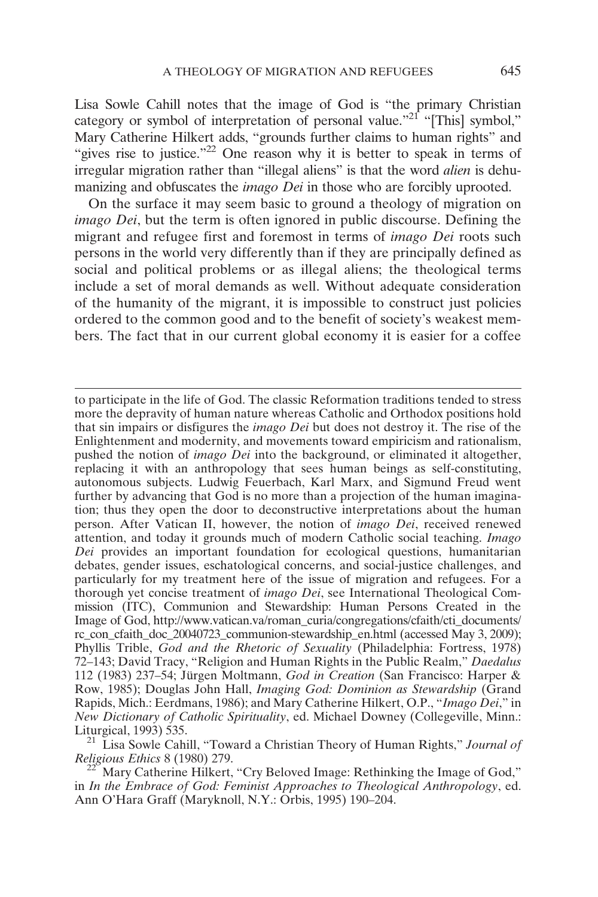Lisa Sowle Cahill notes that the image of God is "the primary Christian category or symbol of interpretation of personal value."[21] "[This] symbol," Mary Catherine Hilkert adds, "grounds further claims to human rights" and "gives rise to justice."[22] One reason why it is better to speak in terms of irregular migration rather than "illegal aliens" is that the word *alien* is dehumanizing and obfuscates the *imago Dei* in those who are forcibly uprooted.

On the surface it may seem basic to ground a theology of migration on *imago Dei*, but the term is often ignored in public discourse. Defining the migrant and refugee first and foremost in terms of *imago Dei* roots such persons in the world very differently than if they are principally defined as social and political problems or as illegal aliens; the theological terms include a set of moral demands as well. Without adequate consideration of the humanity of the migrant, it is impossible to construct just policies ordered to the common good and to the benefit of society's weakest members. The fact that in our current global economy it is easier for a coffee

---

to participate in the life of God. The classic Reformation traditions tended to stress more the depravity of human nature whereas Catholic and Orthodox positions hold that sin impairs or disfigures the *imago Dei* but does not destroy it. The rise of the Enlightenment and modernity, and movements toward empiricism and rationalism, pushed the notion of *imago Dei* into the background, or eliminated it altogether, replacing it with an anthropology that sees human beings as self-constituting, autonomous subjects. Ludwig Feuerbach, Karl Marx, and Sigmund Freud went further by advancing that God is no more than a projection of the human imagination; thus they open the door to deconstructive interpretations about the human person. After Vatican II, however, the notion of *imago Dei*, received renewed attention, and today it grounds much of modern Catholic social teaching. *Imago Dei* provides an important foundation for ecological questions, humanitarian debates, gender issues, eschatological concerns, and social-justice challenges, and particularly for my treatment here of the issue of migration and refugees. For a thorough yet concise treatment of *imago Dei*, see International Theological Commission (ITC), Communion and Stewardship: Human Persons Created in the Image of God, http://www.vatican.va/roman_curia/congregations/cfaith/cti_documents/rc_con_cfaith_doc_20040723_communion-stewardship_en.html (accessed May 3, 2009); Phyllis Trible, *God and the Rhetoric of Sexuality* (Philadelphia: Fortress, 1978) 72–143; David Tracy, "Religion and Human Rights in the Public Realm," *Daedalus* 112 (1983) 237–54; Jürgen Moltmann, *God in Creation* (San Francisco: Harper & Row, 1985); Douglas John Hall, *Imaging God: Dominion as Stewardship* (Grand Rapids, Mich.: Eerdmans, 1986); and Mary Catherine Hilkert, O.P., "*Imago Dei*," in *New Dictionary of Catholic Spirituality*, ed. Michael Downey (Collegeville, Minn.: Liturgical, 1993) 535.

[21] Lisa Sowle Cahill, "Toward a Christian Theory of Human Rights," *Journal of Religious Ethics* 8 (1980) 279.

[22] Mary Catherine Hilkert, "Cry Beloved Image: Rethinking the Image of God," in *In the Embrace of God: Feminist Approaches to Theological Anthropology*, ed. Ann O'Hara Graff (Maryknoll, N.Y.: Orbis, 1995) 190–204.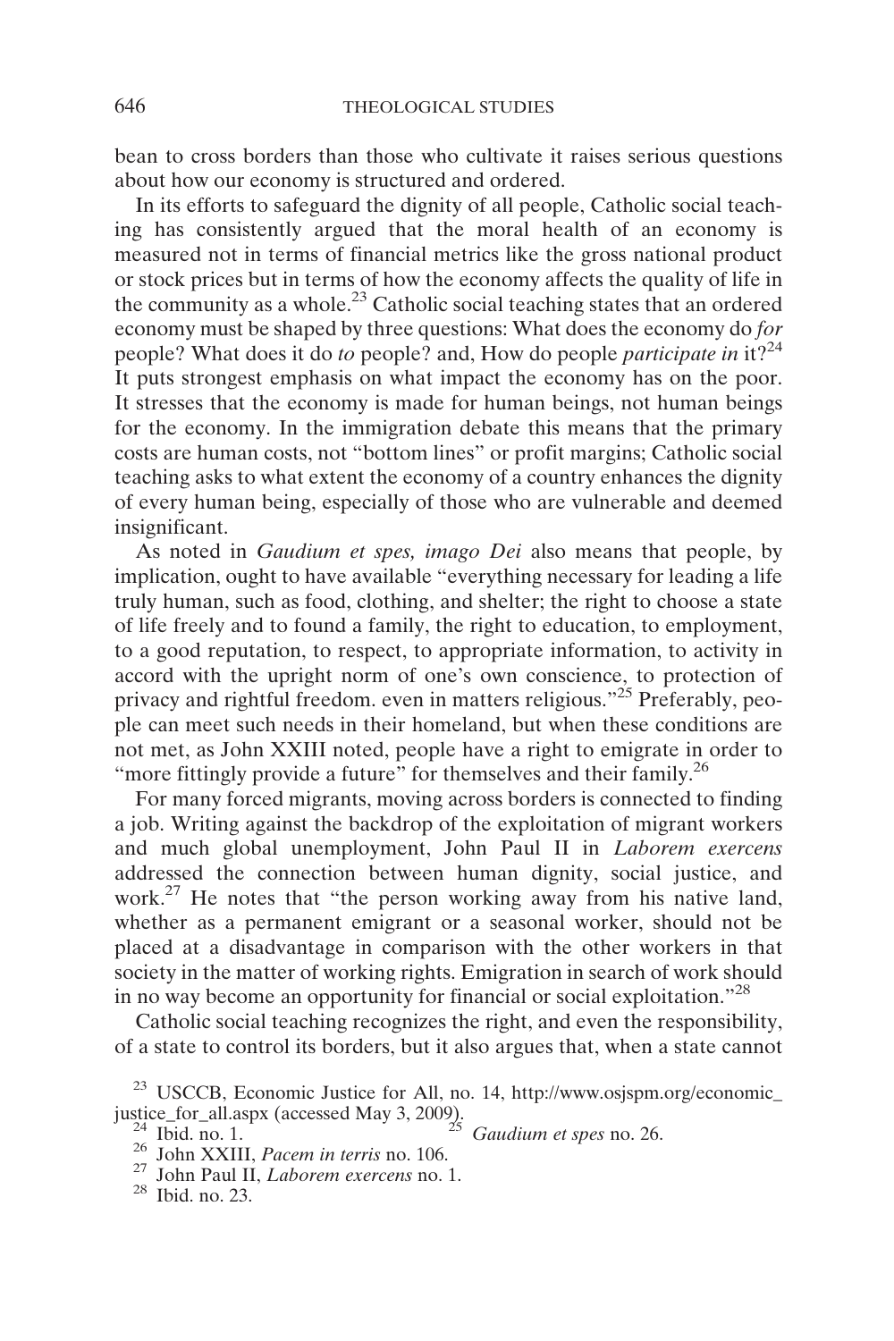bean to cross borders than those who cultivate it raises serious questions about how our economy is structured and ordered.

In its efforts to safeguard the dignity of all people, Catholic social teaching has consistently argued that the moral health of an economy is measured not in terms of financial metrics like the gross national product or stock prices but in terms of how the economy affects the quality of life in the community as a whole.[23] Catholic social teaching states that an ordered economy must be shaped by three questions: What does the economy do *for* people? What does it do *to* people? and, How do people *participate in* it?[24] It puts strongest emphasis on what impact the economy has on the poor. It stresses that the economy is made for human beings, not human beings for the economy. In the immigration debate this means that the primary costs are human costs, not "bottom lines" or profit margins; Catholic social teaching asks to what extent the economy of a country enhances the dignity of every human being, especially of those who are vulnerable and deemed insignificant.

As noted in *Gaudium et spes, imago Dei* also means that people, by implication, ought to have available "everything necessary for leading a life truly human, such as food, clothing, and shelter; the right to choose a state of life freely and to found a family, the right to education, to employment, to a good reputation, to respect, to appropriate information, to activity in accord with the upright norm of one's own conscience, to protection of privacy and rightful freedom. even in matters religious."[25] Preferably, people can meet such needs in their homeland, but when these conditions are not met, as John XXIII noted, people have a right to emigrate in order to "more fittingly provide a future" for themselves and their family.[26]

For many forced migrants, moving across borders is connected to finding a job. Writing against the backdrop of the exploitation of migrant workers and much global unemployment, John Paul II in *Laborem exercens* addressed the connection between human dignity, social justice, and work.[27] He notes that "the person working away from his native land, whether as a permanent emigrant or a seasonal worker, should not be placed at a disadvantage in comparison with the other workers in that society in the matter of working rights. Emigration in search of work should in no way become an opportunity for financial or social exploitation."[28]

Catholic social teaching recognizes the right, and even the responsibility, of a state to control its borders, but it also argues that, when a state cannot

[23] USCCB, Economic Justice for All, no. 14, http://www.osjspm.org/economic_justice_for_all.aspx (accessed May 3, 2009).

[24] Ibid. no. 1.

[25] *Gaudium et spes* no. 26.

[26] John XXIII, *Pacem in terris* no. 106.

[27] John Paul II, *Laborem exercens* no. 1.

[28] Ibid. no. 23.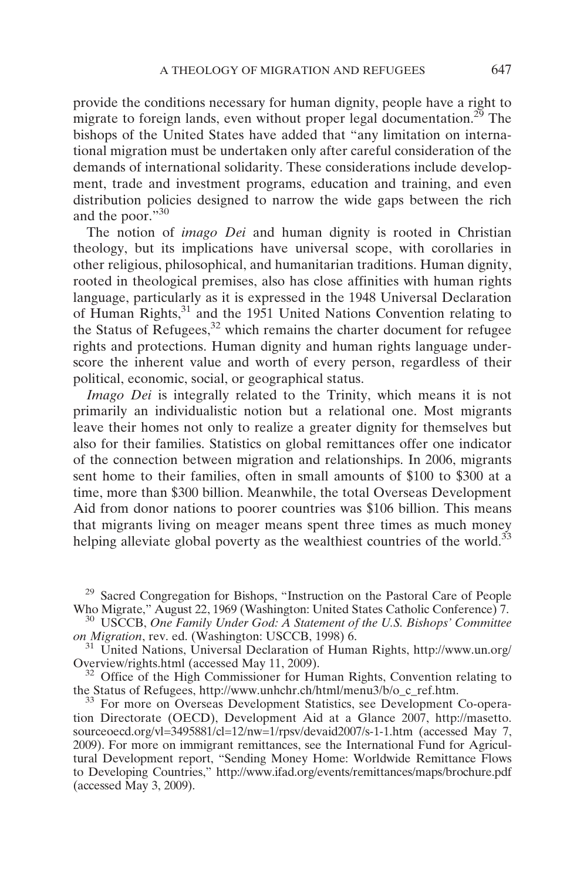provide the conditions necessary for human dignity, people have a right to migrate to foreign lands, even without proper legal documentation.[29] The bishops of the United States have added that "any limitation on international migration must be undertaken only after careful consideration of the demands of international solidarity. These considerations include development, trade and investment programs, education and training, and even distribution policies designed to narrow the wide gaps between the rich and the poor."[30]

The notion of *imago Dei* and human dignity is rooted in Christian theology, but its implications have universal scope, with corollaries in other religious, philosophical, and humanitarian traditions. Human dignity, rooted in theological premises, also has close affinities with human rights language, particularly as it is expressed in the 1948 Universal Declaration of Human Rights,[31] and the 1951 United Nations Convention relating to the Status of Refugees,[32] which remains the charter document for refugee rights and protections. Human dignity and human rights language underscore the inherent value and worth of every person, regardless of their political, economic, social, or geographical status.

*Imago Dei* is integrally related to the Trinity, which means it is not primarily an individualistic notion but a relational one. Most migrants leave their homes not only to realize a greater dignity for themselves but also for their families. Statistics on global remittances offer one indicator of the connection between migration and relationships. In 2006, migrants sent home to their families, often in small amounts of $100 to $300 at a time, more than $300 billion. Meanwhile, the total Overseas Development Aid from donor nations to poorer countries was $106 billion. This means that migrants living on meager means spent three times as much money helping alleviate global poverty as the wealthiest countries of the world.[33]

---

[29] Sacred Congregation for Bishops, "Instruction on the Pastoral Care of People Who Migrate," August 22, 1969 (Washington: United States Catholic Conference) 7.

[30] USCCB, *One Family Under God: A Statement of the U.S. Bishops' Committee on Migration*, rev. ed. (Washington: USCCB, 1998) 6.

[31] United Nations, Universal Declaration of Human Rights, http://www.un.org/Overview/rights.html (accessed May 11, 2009).

[32] Office of the High Commissioner for Human Rights, Convention relating to the Status of Refugees, http://www.unhchr.ch/html/menu3/b/o_c_ref.htm.

[33] For more on Overseas Development Statistics, see Development Co-operation Directorate (OECD), Development Aid at a Glance 2007, http://masetto.sourceoecd.org/vl=3495881/cl=12/nw=1/rpsv/devaid2007/s-1-1.htm (accessed May 7, 2009). For more on immigrant remittances, see the International Fund for Agricultural Development report, "Sending Money Home: Worldwide Remittance Flows to Developing Countries," http://www.ifad.org/events/remittances/maps/brochure.pdf (accessed May 3, 2009).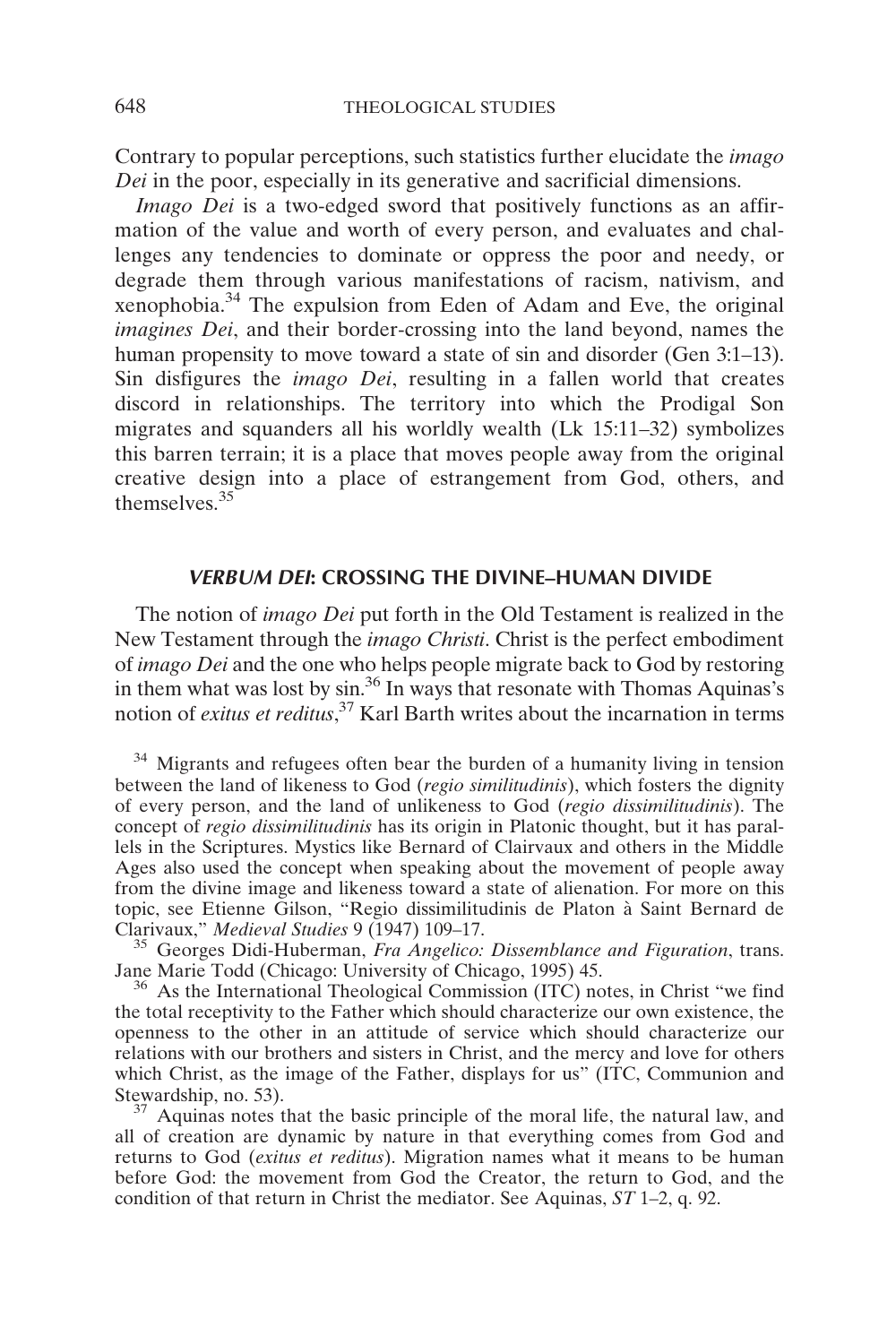Contrary to popular perceptions, such statistics further elucidate the *imago Dei* in the poor, especially in its generative and sacrificial dimensions.

*Imago Dei* is a two-edged sword that positively functions as an affirmation of the value and worth of every person, and evaluates and challenges any tendencies to dominate or oppress the poor and needy, or degrade them through various manifestations of racism, nativism, and xenophobia.[34] The expulsion from Eden of Adam and Eve, the original *imagines Dei*, and their border-crossing into the land beyond, names the human propensity to move toward a state of sin and disorder (Gen 3:1–13). Sin disfigures the *imago Dei*, resulting in a fallen world that creates discord in relationships. The territory into which the Prodigal Son migrates and squanders all his worldly wealth (Lk 15:11–32) symbolizes this barren terrain; it is a place that moves people away from the original creative design into a place of estrangement from God, others, and themselves.[35]

## *VERBUM DEI*: CROSSING THE DIVINE–HUMAN DIVIDE

The notion of *imago Dei* put forth in the Old Testament is realized in the New Testament through the *imago Christi*. Christ is the perfect embodiment of *imago Dei* and the one who helps people migrate back to God by restoring in them what was lost by sin.[36] In ways that resonate with Thomas Aquinas's notion of *exitus et reditus*,[37] Karl Barth writes about the incarnation in terms

[34] Migrants and refugees often bear the burden of a humanity living in tension between the land of likeness to God (*regio similitudinis*), which fosters the dignity of every person, and the land of unlikeness to God (*regio dissimilitudinis*). The concept of *regio dissimilitudinis* has its origin in Platonic thought, but it has parallels in the Scriptures. Mystics like Bernard of Clairvaux and others in the Middle Ages also used the concept when speaking about the movement of people away from the divine image and likeness toward a state of alienation. For more on this topic, see Etienne Gilson, "Regio dissimilitudinis de Platon à Saint Bernard de Clarivaux," *Medieval Studies* 9 (1947) 109–17.

[35] Georges Didi-Huberman, *Fra Angelico: Dissemblance and Figuration*, trans. Jane Marie Todd (Chicago: University of Chicago, 1995) 45.

[36] As the International Theological Commission (ITC) notes, in Christ "we find the total receptivity to the Father which should characterize our own existence, the openness to the other in an attitude of service which should characterize our relations with our brothers and sisters in Christ, and the mercy and love for others which Christ, as the image of the Father, displays for us" (ITC, Communion and Stewardship, no. 53).

[37] Aquinas notes that the basic principle of the moral life, the natural law, and all of creation are dynamic by nature in that everything comes from God and returns to God (*exitus et reditus*). Migration names what it means to be human before God: the movement from God the Creator, the return to God, and the condition of that return in Christ the mediator. See Aquinas, *ST* 1–2, q. 92.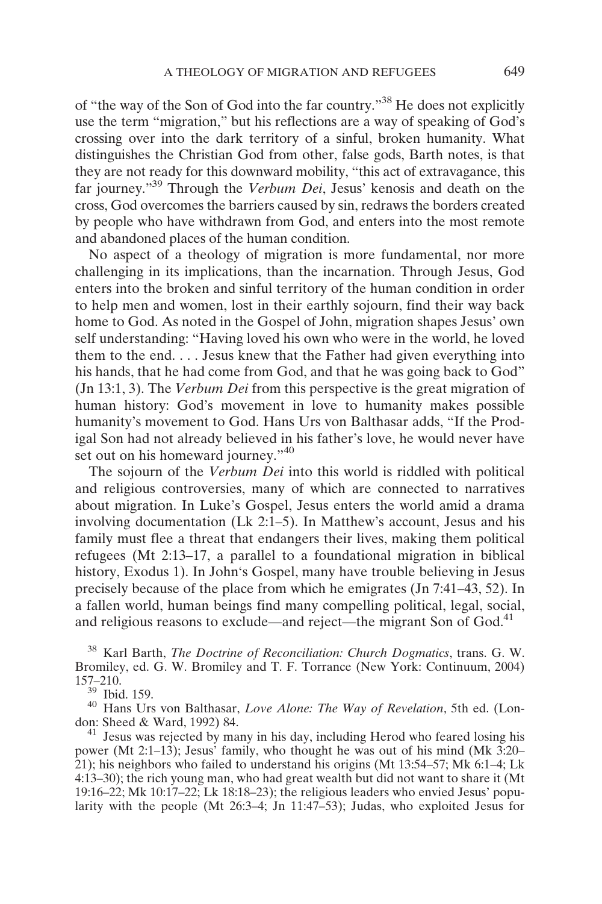of "the way of the Son of God into the far country."[38] He does not explicitly use the term "migration," but his reflections are a way of speaking of God's crossing over into the dark territory of a sinful, broken humanity. What distinguishes the Christian God from other, false gods, Barth notes, is that they are not ready for this downward mobility, "this act of extravagance, this far journey."[39] Through the *Verbum Dei*, Jesus' kenosis and death on the cross, God overcomes the barriers caused by sin, redraws the borders created by people who have withdrawn from God, and enters into the most remote and abandoned places of the human condition.

No aspect of a theology of migration is more fundamental, nor more challenging in its implications, than the incarnation. Through Jesus, God enters into the broken and sinful territory of the human condition in order to help men and women, lost in their earthly sojourn, find their way back home to God. As noted in the Gospel of John, migration shapes Jesus' own self understanding: "Having loved his own who were in the world, he loved them to the end. . . . Jesus knew that the Father had given everything into his hands, that he had come from God, and that he was going back to God" (Jn 13:1, 3). The *Verbum Dei* from this perspective is the great migration of human history: God's movement in love to humanity makes possible humanity's movement to God. Hans Urs von Balthasar adds, "If the Prodigal Son had not already believed in his father's love, he would never have set out on his homeward journey."[40]

The sojourn of the *Verbum Dei* into this world is riddled with political and religious controversies, many of which are connected to narratives about migration. In Luke's Gospel, Jesus enters the world amid a drama involving documentation (Lk 2:1–5). In Matthew's account, Jesus and his family must flee a threat that endangers their lives, making them political refugees (Mt 2:13–17, a parallel to a foundational migration in biblical history, Exodus 1). In John's Gospel, many have trouble believing in Jesus precisely because of the place from which he emigrates (Jn 7:41–43, 52). In a fallen world, human beings find many compelling political, legal, social, and religious reasons to exclude—and reject—the migrant Son of God.[41]

[38] Karl Barth, *The Doctrine of Reconciliation: Church Dogmatics*, trans. G. W. Bromiley, ed. G. W. Bromiley and T. F. Torrance (New York: Continuum, 2004) 157–210.

[39] Ibid. 159.

[40] Hans Urs von Balthasar, *Love Alone: The Way of Revelation*, 5th ed. (London: Sheed & Ward, 1992) 84.

[41] Jesus was rejected by many in his day, including Herod who feared losing his power (Mt 2:1–13); Jesus' family, who thought he was out of his mind (Mk 3:20–21); his neighbors who failed to understand his origins (Mt 13:54–57; Mk 6:1–4; Lk 4:13–30); the rich young man, who had great wealth but did not want to share it (Mt 19:16–22; Mk 10:17–22; Lk 18:18–23); the religious leaders who envied Jesus' popularity with the people (Mt 26:3–4; Jn 11:47–53); Judas, who exploited Jesus for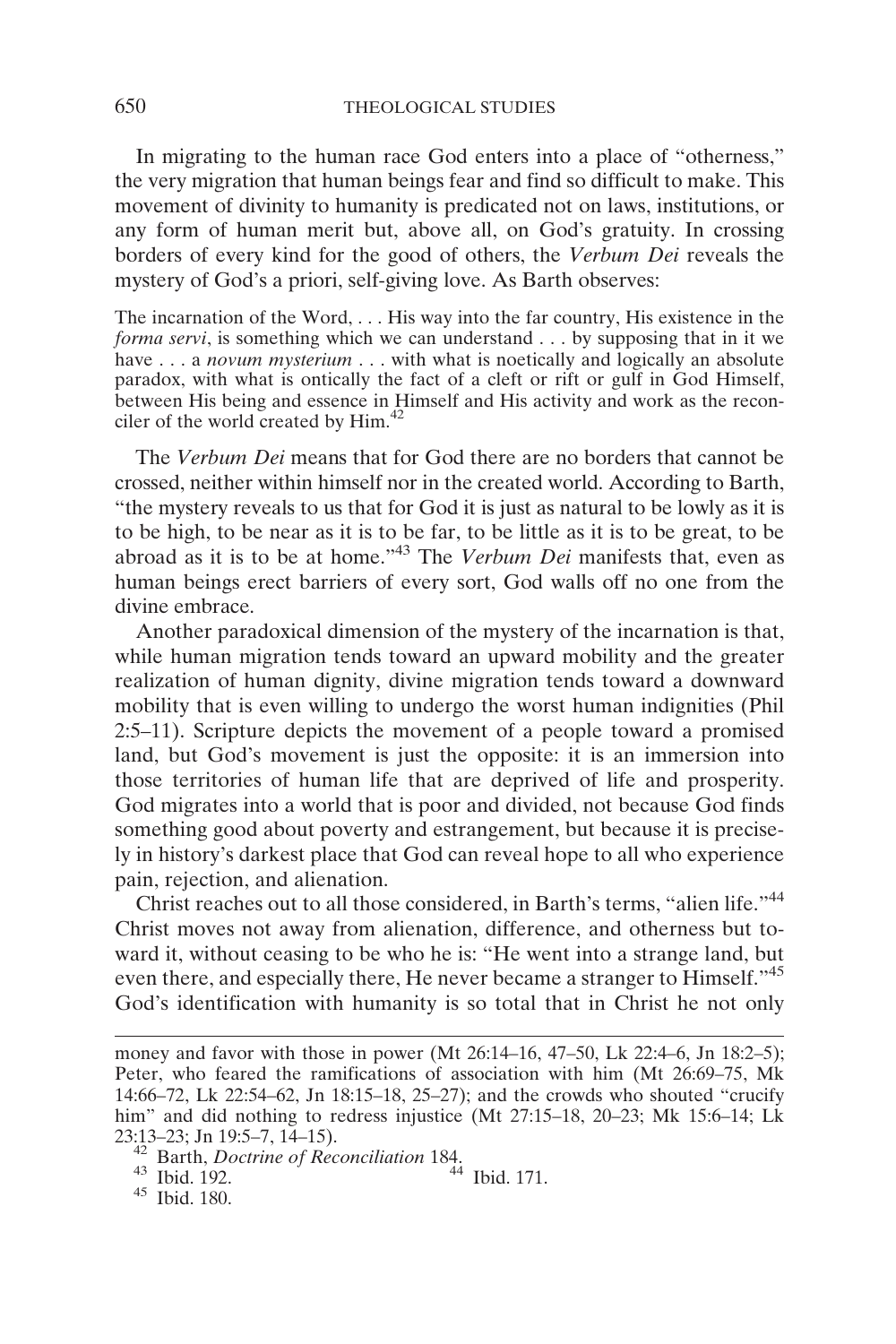In migrating to the human race God enters into a place of "otherness," the very migration that human beings fear and find so difficult to make. This movement of divinity to humanity is predicated not on laws, institutions, or any form of human merit but, above all, on God's gratuity. In crossing borders of every kind for the good of others, the *Verbum Dei* reveals the mystery of God's a priori, self-giving love. As Barth observes:

> The incarnation of the Word, . . . His way into the far country, His existence in the *forma servi*, is something which we can understand . . . by supposing that in it we have . . . a *novum mysterium* . . . with what is noetically and logically an absolute paradox, with what is ontically the fact of a cleft or rift or gulf in God Himself, between His being and essence in Himself and His activity and work as the reconciler of the world created by Him.[42]

The *Verbum Dei* means that for God there are no borders that cannot be crossed, neither within himself nor in the created world. According to Barth, "the mystery reveals to us that for God it is just as natural to be lowly as it is to be high, to be near as it is to be far, to be little as it is to be great, to be abroad as it is to be at home."[43] The *Verbum Dei* manifests that, even as human beings erect barriers of every sort, God walls off no one from the divine embrace.

Another paradoxical dimension of the mystery of the incarnation is that, while human migration tends toward an upward mobility and the greater realization of human dignity, divine migration tends toward a downward mobility that is even willing to undergo the worst human indignities (Phil 2:5–11). Scripture depicts the movement of a people toward a promised land, but God's movement is just the opposite: it is an immersion into those territories of human life that are deprived of life and prosperity. God migrates into a world that is poor and divided, not because God finds something good about poverty and estrangement, but because it is precisely in history's darkest place that God can reveal hope to all who experience pain, rejection, and alienation.

Christ reaches out to all those considered, in Barth's terms, "alien life."[44] Christ moves not away from alienation, difference, and otherness but toward it, without ceasing to be who he is: "He went into a strange land, but even there, and especially there, He never became a stranger to Himself."[45] God's identification with humanity is so total that in Christ he not only

---

money and favor with those in power (Mt 26:14–16, 47–50, Lk 22:4–6, Jn 18:2–5); Peter, who feared the ramifications of association with him (Mt 26:69–75, Mk 14:66–72, Lk 22:54–62, Jn 18:15–18, 25–27); and the crowds who shouted "crucify him" and did nothing to redress injustice (Mt 27:15–18, 20–23; Mk 15:6–14; Lk 23:13–23; Jn 19:5–7, 14–15).

[42] Barth, *Doctrine of Reconciliation* 184.

[43] Ibid. 192.

[44] Ibid. 171.

[45] Ibid. 180.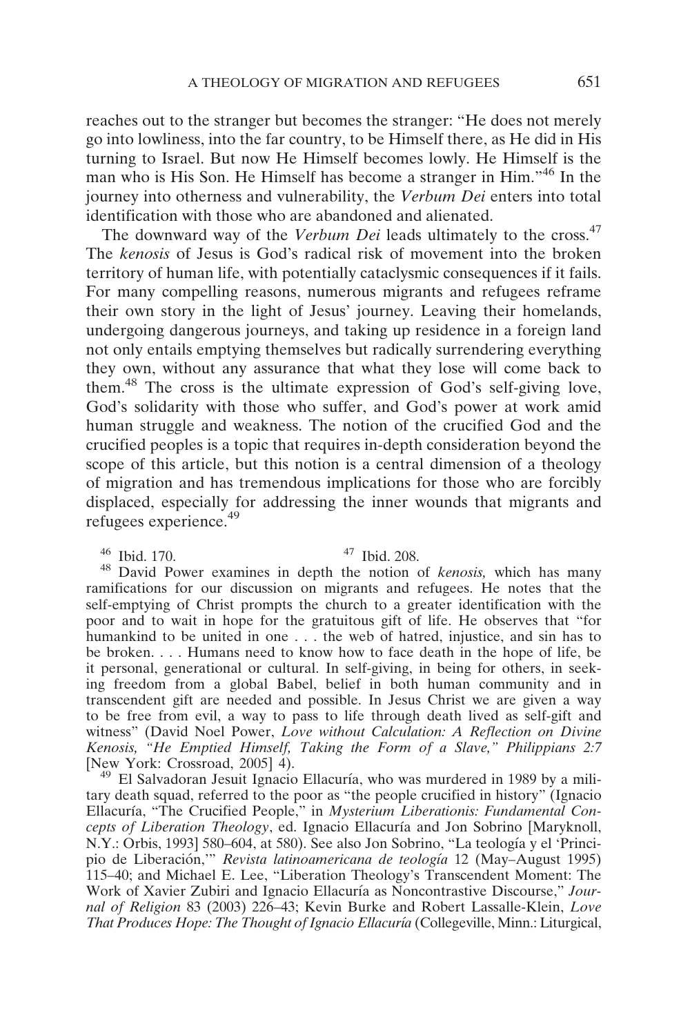reaches out to the stranger but becomes the stranger: "He does not merely go into lowliness, into the far country, to be Himself there, as He did in His turning to Israel. But now He Himself becomes lowly. He Himself is the man who is His Son. He Himself has become a stranger in Him."[46] In the journey into otherness and vulnerability, the *Verbum Dei* enters into total identification with those who are abandoned and alienated.

The downward way of the *Verbum Dei* leads ultimately to the cross.[47] The *kenosis* of Jesus is God's radical risk of movement into the broken territory of human life, with potentially cataclysmic consequences if it fails. For many compelling reasons, numerous migrants and refugees reframe their own story in the light of Jesus' journey. Leaving their homelands, undergoing dangerous journeys, and taking up residence in a foreign land not only entails emptying themselves but radically surrendering everything they own, without any assurance that what they lose will come back to them.[48] The cross is the ultimate expression of God's self-giving love, God's solidarity with those who suffer, and God's power at work amid human struggle and weakness. The notion of the crucified God and the crucified peoples is a topic that requires in-depth consideration beyond the scope of this article, but this notion is a central dimension of a theology of migration and has tremendous implications for those who are forcibly displaced, especially for addressing the inner wounds that migrants and refugees experience.[49]

[46] Ibid. 170.

[47] Ibid. 208.

[48] David Power examines in depth the notion of *kenosis,* which has many ramifications for our discussion on migrants and refugees. He notes that the self-emptying of Christ prompts the church to a greater identification with the poor and to wait in hope for the gratuitous gift of life. He observes that "for humankind to be united in one . . . the web of hatred, injustice, and sin has to be broken. . . . Humans need to know how to face death in the hope of life, be it personal, generational or cultural. In self-giving, in being for others, in seeking freedom from a global Babel, belief in both human community and in transcendent gift are needed and possible. In Jesus Christ we are given a way to be free from evil, a way to pass to life through death lived as self-gift and witness" (David Noel Power, *Love without Calculation: A Reflection on Divine Kenosis, "He Emptied Himself, Taking the Form of a Slave," Philippians 2:7* [New York: Crossroad, 2005] 4).

[49] El Salvadoran Jesuit Ignacio Ellacuría, who was murdered in 1989 by a military death squad, referred to the poor as "the people crucified in history" (Ignacio Ellacuría, "The Crucified People," in *Mysterium Liberationis: Fundamental Concepts of Liberation Theology*, ed. Ignacio Ellacuría and Jon Sobrino [Maryknoll, N.Y.: Orbis, 1993] 580–604, at 580). See also Jon Sobrino, "La teología y el 'Principio de Liberación,'" *Revista latinoamericana de teología* 12 (May–August 1995) 115–40; and Michael E. Lee, "Liberation Theology's Transcendent Moment: The Work of Xavier Zubiri and Ignacio Ellacuría as Noncontrastive Discourse," *Journal of Religion* 83 (2003) 226–43; Kevin Burke and Robert Lassalle-Klein, *Love That Produces Hope: The Thought of Ignacio Ellacuría* (Collegeville, Minn.: Liturgical,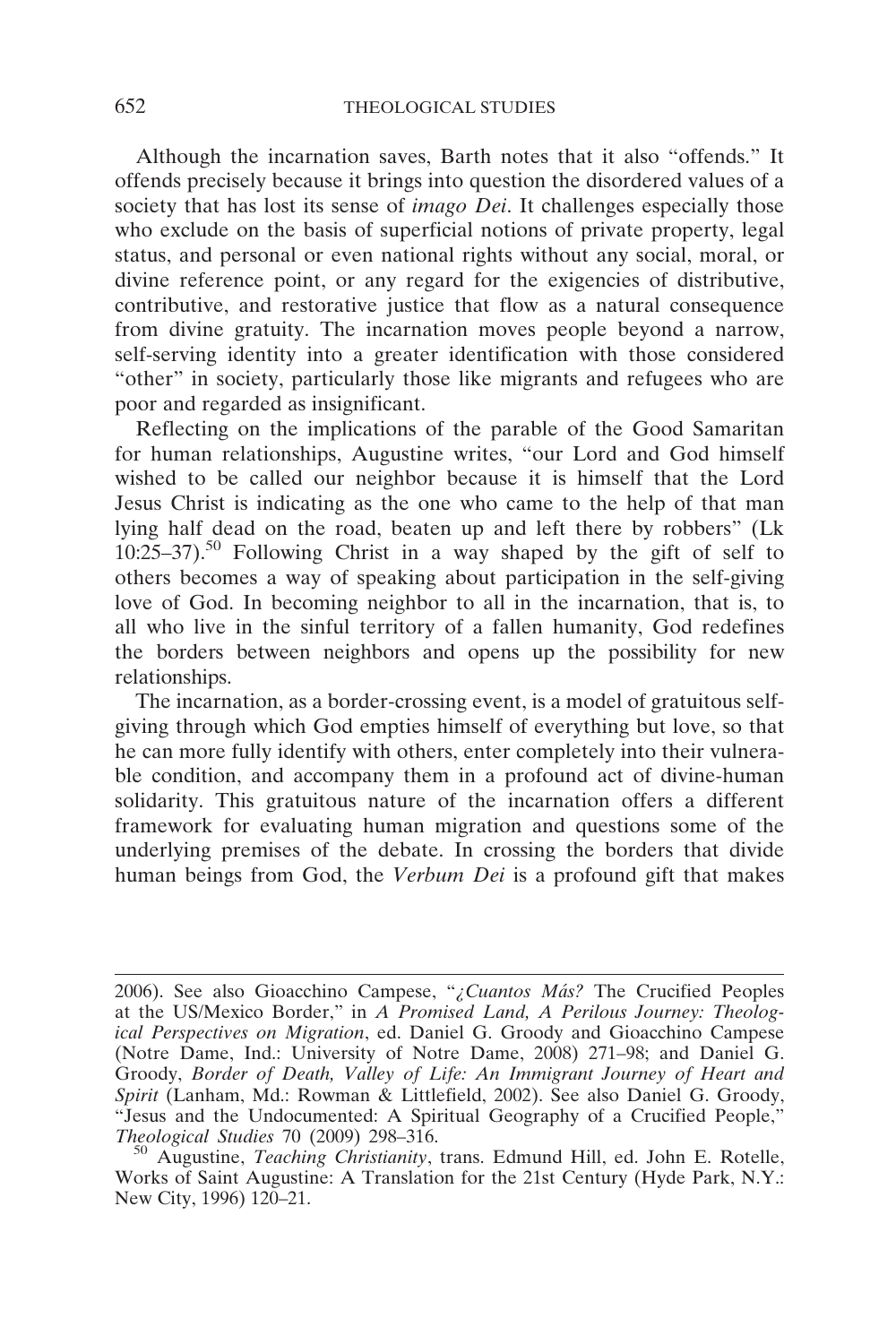Although the incarnation saves, Barth notes that it also "offends." It offends precisely because it brings into question the disordered values of a society that has lost its sense of *imago Dei*. It challenges especially those who exclude on the basis of superficial notions of private property, legal status, and personal or even national rights without any social, moral, or divine reference point, or any regard for the exigencies of distributive, contributive, and restorative justice that flow as a natural consequence from divine gratuity. The incarnation moves people beyond a narrow, self-serving identity into a greater identification with those considered "other" in society, particularly those like migrants and refugees who are poor and regarded as insignificant.

Reflecting on the implications of the parable of the Good Samaritan for human relationships, Augustine writes, "our Lord and God himself wished to be called our neighbor because it is himself that the Lord Jesus Christ is indicating as the one who came to the help of that man lying half dead on the road, beaten up and left there by robbers" (Lk 10:25–37).[50] Following Christ in a way shaped by the gift of self to others becomes a way of speaking about participation in the self-giving love of God. In becoming neighbor to all in the incarnation, that is, to all who live in the sinful territory of a fallen humanity, God redefines the borders between neighbors and opens up the possibility for new relationships.

The incarnation, as a border-crossing event, is a model of gratuitous self-giving through which God empties himself of everything but love, so that he can more fully identify with others, enter completely into their vulnerable condition, and accompany them in a profound act of divine-human solidarity. This gratuitous nature of the incarnation offers a different framework for evaluating human migration and questions some of the underlying premises of the debate. In crossing the borders that divide human beings from God, the *Verbum Dei* is a profound gift that makes

---

2006). See also Gioacchino Campese, "*¿Cuantos Más?* The Crucified Peoples at the US/Mexico Border," in *A Promised Land, A Perilous Journey: Theological Perspectives on Migration*, ed. Daniel G. Groody and Gioacchino Campese (Notre Dame, Ind.: University of Notre Dame, 2008) 271–98; and Daniel G. Groody, *Border of Death, Valley of Life: An Immigrant Journey of Heart and Spirit* (Lanham, Md.: Rowman & Littlefield, 2002). See also Daniel G. Groody, "Jesus and the Undocumented: A Spiritual Geography of a Crucified People," *Theological Studies* 70 (2009) 298–316.

[50] Augustine, *Teaching Christianity*, trans. Edmund Hill, ed. John E. Rotelle, Works of Saint Augustine: A Translation for the 21st Century (Hyde Park, N.Y.: New City, 1996) 120–21.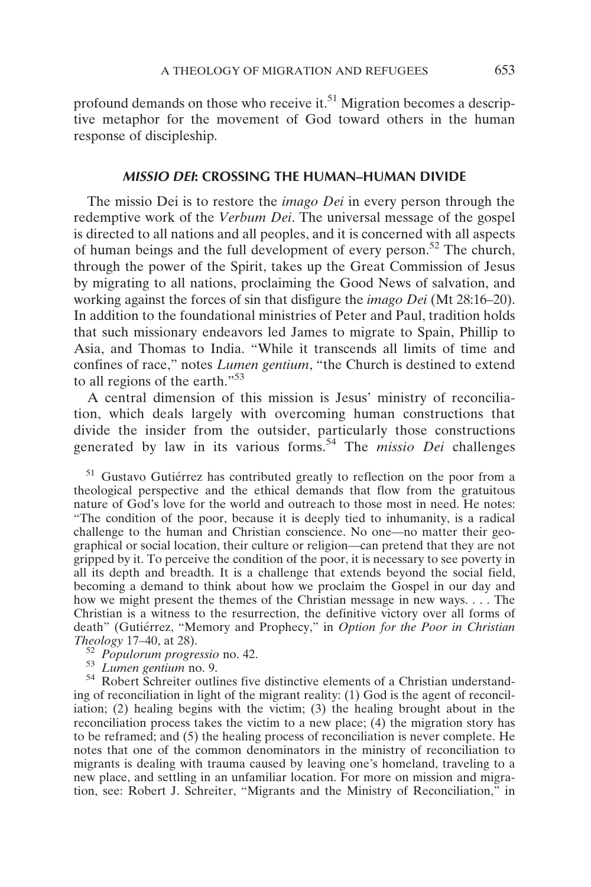profound demands on those who receive it.[51] Migration becomes a descriptive metaphor for the movement of God toward others in the human response of discipleship.

## *MISSIO DEI*: CROSSING THE HUMAN–HUMAN DIVIDE

The missio Dei is to restore the *imago Dei* in every person through the redemptive work of the *Verbum Dei*. The universal message of the gospel is directed to all nations and all peoples, and it is concerned with all aspects of human beings and the full development of every person.[52] The church, through the power of the Spirit, takes up the Great Commission of Jesus by migrating to all nations, proclaiming the Good News of salvation, and working against the forces of sin that disfigure the *imago Dei* (Mt 28:16–20). In addition to the foundational ministries of Peter and Paul, tradition holds that such missionary endeavors led James to migrate to Spain, Phillip to Asia, and Thomas to India. "While it transcends all limits of time and confines of race," notes *Lumen gentium*, "the Church is destined to extend to all regions of the earth."[53]

A central dimension of this mission is Jesus' ministry of reconciliation, which deals largely with overcoming human constructions that divide the insider from the outsider, particularly those constructions generated by law in its various forms.[54] The *missio Dei* challenges

[51] Gustavo Gutiérrez has contributed greatly to reflection on the poor from a theological perspective and the ethical demands that flow from the gratuitous nature of God's love for the world and outreach to those most in need. He notes: "The condition of the poor, because it is deeply tied to inhumanity, is a radical challenge to the human and Christian conscience. No one—no matter their geographical or social location, their culture or religion—can pretend that they are not gripped by it. To perceive the condition of the poor, it is necessary to see poverty in all its depth and breadth. It is a challenge that extends beyond the social field, becoming a demand to think about how we proclaim the Gospel in our day and how we might present the themes of the Christian message in new ways. . . . The Christian is a witness to the resurrection, the definitive victory over all forms of death" (Gutiérrez, "Memory and Prophecy," in *Option for the Poor in Christian Theology* 17–40, at 28).

[52] *Populorum progressio* no. 42.

[53] *Lumen gentium* no. 9.

[54] Robert Schreiter outlines five distinctive elements of a Christian understanding of reconciliation in light of the migrant reality: (1) God is the agent of reconciliation; (2) healing begins with the victim; (3) the healing brought about in the reconciliation process takes the victim to a new place; (4) the migration story has to be reframed; and (5) the healing process of reconciliation is never complete. He notes that one of the common denominators in the ministry of reconciliation to migrants is dealing with trauma caused by leaving one's homeland, traveling to a new place, and settling in an unfamiliar location. For more on mission and migration, see: Robert J. Schreiter, "Migrants and the Ministry of Reconciliation," in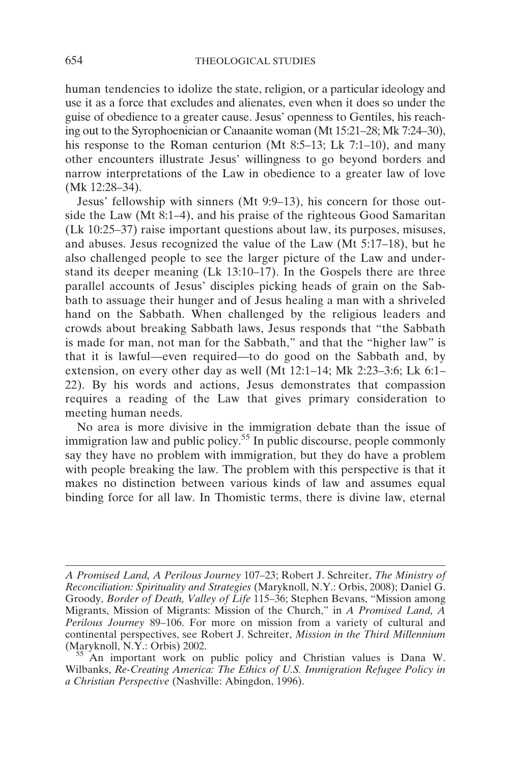human tendencies to idolize the state, religion, or a particular ideology and use it as a force that excludes and alienates, even when it does so under the guise of obedience to a greater cause. Jesus' openness to Gentiles, his reaching out to the Syrophoenician or Canaanite woman (Mt 15:21–28; Mk 7:24–30), his response to the Roman centurion (Mt 8:5–13; Lk 7:1–10), and many other encounters illustrate Jesus' willingness to go beyond borders and narrow interpretations of the Law in obedience to a greater law of love (Mk 12:28–34).

Jesus' fellowship with sinners (Mt 9:9–13), his concern for those outside the Law (Mt 8:1–4), and his praise of the righteous Good Samaritan (Lk 10:25–37) raise important questions about law, its purposes, misuses, and abuses. Jesus recognized the value of the Law (Mt 5:17–18), but he also challenged people to see the larger picture of the Law and understand its deeper meaning (Lk 13:10–17). In the Gospels there are three parallel accounts of Jesus' disciples picking heads of grain on the Sabbath to assuage their hunger and of Jesus healing a man with a shriveled hand on the Sabbath. When challenged by the religious leaders and crowds about breaking Sabbath laws, Jesus responds that "the Sabbath is made for man, not man for the Sabbath," and that the "higher law" is that it is lawful—even required—to do good on the Sabbath and, by extension, on every other day as well (Mt 12:1–14; Mk 2:23–3:6; Lk 6:1–22). By his words and actions, Jesus demonstrates that compassion requires a reading of the Law that gives primary consideration to meeting human needs.

No area is more divisive in the immigration debate than the issue of immigration law and public policy.[55] In public discourse, people commonly say they have no problem with immigration, but they do have a problem with people breaking the law. The problem with this perspective is that it makes no distinction between various kinds of law and assumes equal binding force for all law. In Thomistic terms, there is divine law, eternal

---

*A Promised Land, A Perilous Journey* 107–23; Robert J. Schreiter, *The Ministry of Reconciliation: Spirituality and Strategies* (Maryknoll, N.Y.: Orbis, 2008); Daniel G. Groody, *Border of Death, Valley of Life* 115–36; Stephen Bevans, "Mission among Migrants, Mission of Migrants: Mission of the Church," in *A Promised Land, A Perilous Journey* 89–106. For more on mission from a variety of cultural and continental perspectives, see Robert J. Schreiter, *Mission in the Third Millennium* (Maryknoll, N.Y.: Orbis) 2002.

[55] An important work on public policy and Christian values is Dana W. Wilbanks, *Re-Creating America: The Ethics of U.S. Immigration Refugee Policy in a Christian Perspective* (Nashville: Abingdon, 1996).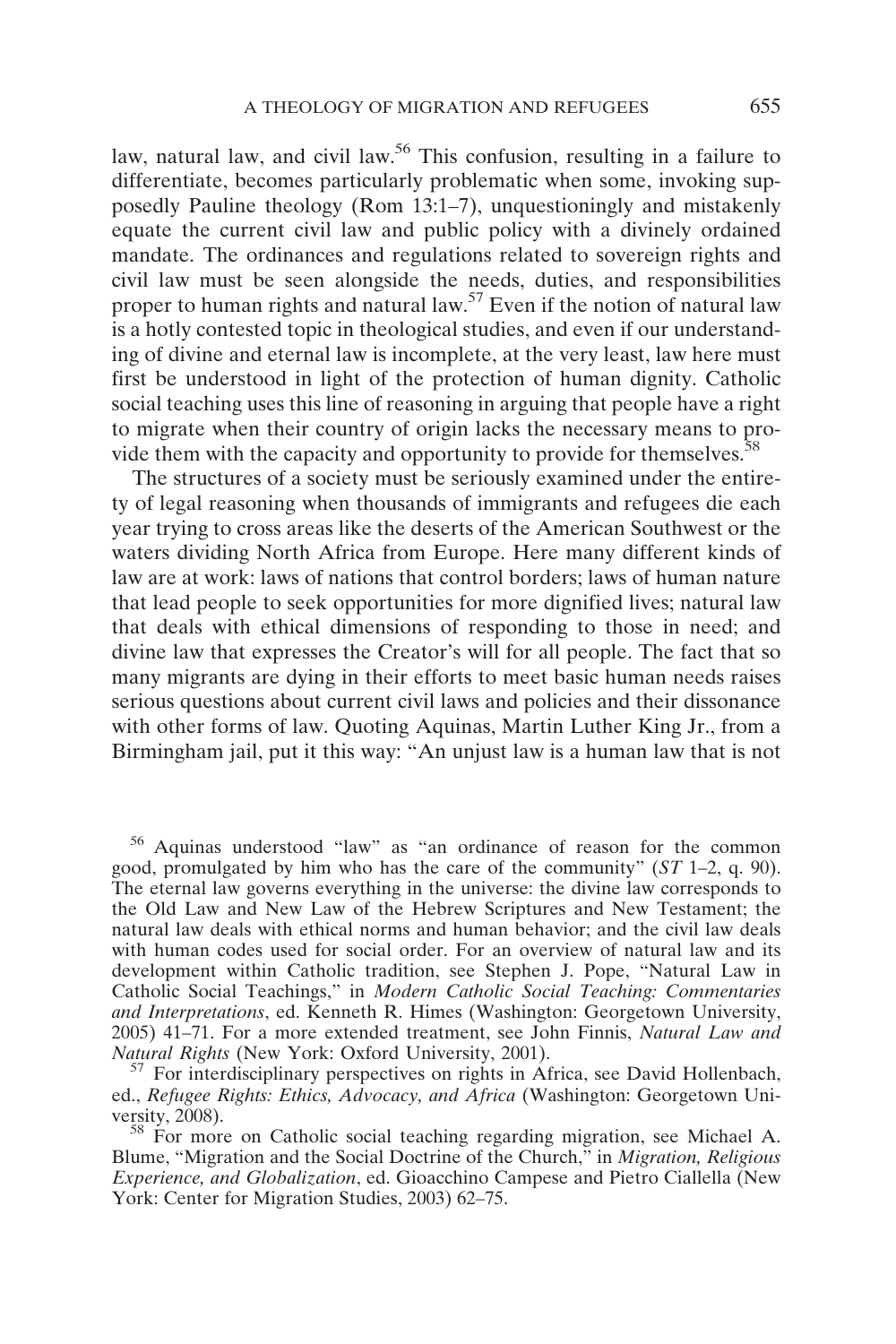law, natural law, and civil law.[56] This confusion, resulting in a failure to differentiate, becomes particularly problematic when some, invoking supposedly Pauline theology (Rom 13:1–7), unquestioningly and mistakenly equate the current civil law and public policy with a divinely ordained mandate. The ordinances and regulations related to sovereign rights and civil law must be seen alongside the needs, duties, and responsibilities proper to human rights and natural law.[57] Even if the notion of natural law is a hotly contested topic in theological studies, and even if our understanding of divine and eternal law is incomplete, at the very least, law here must first be understood in light of the protection of human dignity. Catholic social teaching uses this line of reasoning in arguing that people have a right to migrate when their country of origin lacks the necessary means to provide them with the capacity and opportunity to provide for themselves.[58]

The structures of a society must be seriously examined under the entirety of legal reasoning when thousands of immigrants and refugees die each year trying to cross areas like the deserts of the American Southwest or the waters dividing North Africa from Europe. Here many different kinds of law are at work: laws of nations that control borders; laws of human nature that lead people to seek opportunities for more dignified lives; natural law that deals with ethical dimensions of responding to those in need; and divine law that expresses the Creator's will for all people. The fact that so many migrants are dying in their efforts to meet basic human needs raises serious questions about current civil laws and policies and their dissonance with other forms of law. Quoting Aquinas, Martin Luther King Jr., from a Birmingham jail, put it this way: "An unjust law is a human law that is not

[56] Aquinas understood "law" as "an ordinance of reason for the common good, promulgated by him who has the care of the community" (*ST* 1–2, q. 90). The eternal law governs everything in the universe: the divine law corresponds to the Old Law and New Law of the Hebrew Scriptures and New Testament; the natural law deals with ethical norms and human behavior; and the civil law deals with human codes used for social order. For an overview of natural law and its development within Catholic tradition, see Stephen J. Pope, "Natural Law in Catholic Social Teachings," in *Modern Catholic Social Teaching: Commentaries and Interpretations*, ed. Kenneth R. Himes (Washington: Georgetown University, 2005) 41–71. For a more extended treatment, see John Finnis, *Natural Law and Natural Rights* (New York: Oxford University, 2001).

[57] For interdisciplinary perspectives on rights in Africa, see David Hollenbach, ed., *Refugee Rights: Ethics, Advocacy, and Africa* (Washington: Georgetown University, 2008).

[58] For more on Catholic social teaching regarding migration, see Michael A. Blume, "Migration and the Social Doctrine of the Church," in *Migration, Religious Experience, and Globalization*, ed. Gioacchino Campese and Pietro Ciallella (New York: Center for Migration Studies, 2003) 62–75.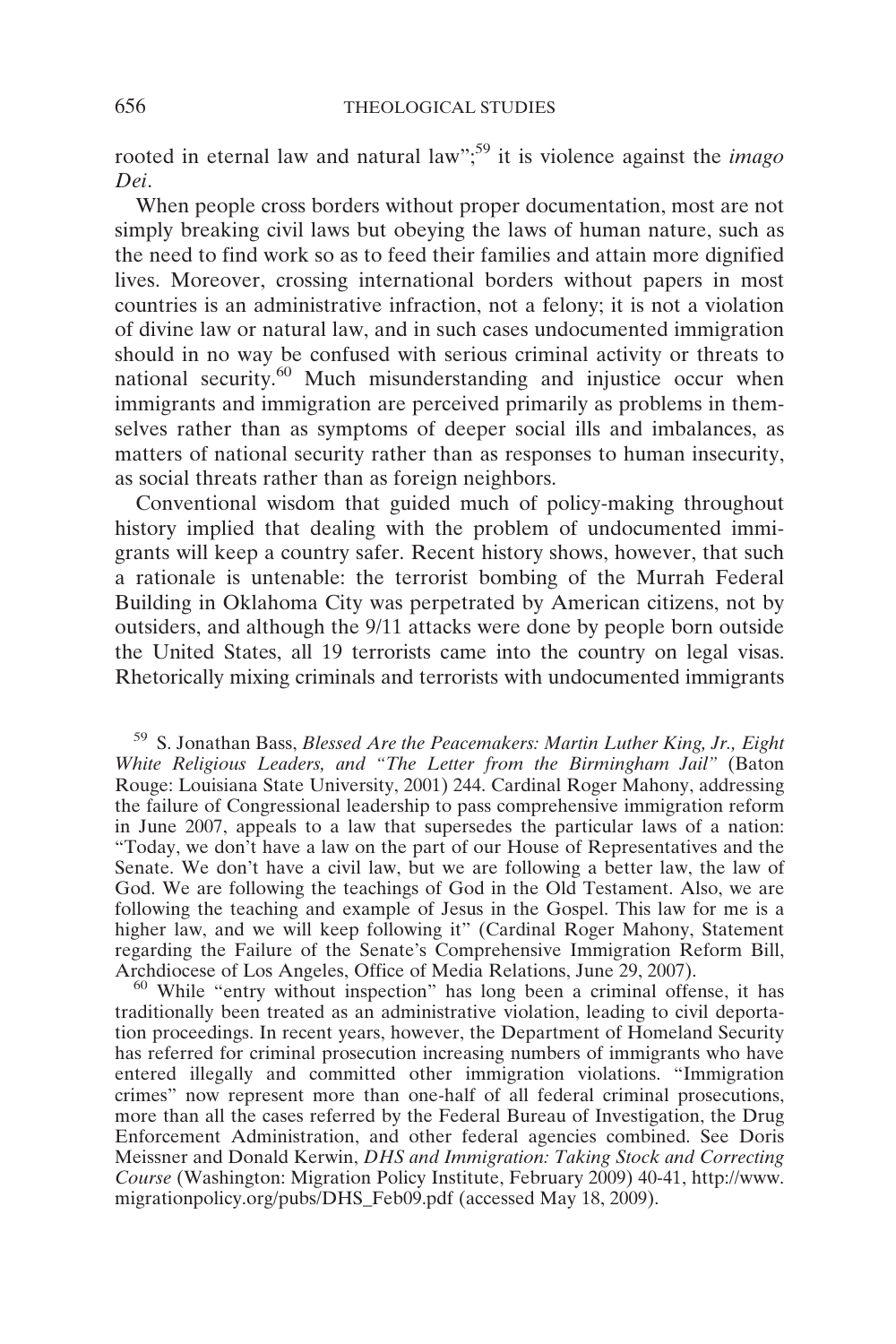rooted in eternal law and natural law";[59] it is violence against the *imago Dei*.

When people cross borders without proper documentation, most are not simply breaking civil laws but obeying the laws of human nature, such as the need to find work so as to feed their families and attain more dignified lives. Moreover, crossing international borders without papers in most countries is an administrative infraction, not a felony; it is not a violation of divine law or natural law, and in such cases undocumented immigration should in no way be confused with serious criminal activity or threats to national security.[60] Much misunderstanding and injustice occur when immigrants and immigration are perceived primarily as problems in themselves rather than as symptoms of deeper social ills and imbalances, as matters of national security rather than as responses to human insecurity, as social threats rather than as foreign neighbors.

Conventional wisdom that guided much of policy-making throughout history implied that dealing with the problem of undocumented immigrants will keep a country safer. Recent history shows, however, that such a rationale is untenable: the terrorist bombing of the Murrah Federal Building in Oklahoma City was perpetrated by American citizens, not by outsiders, and although the 9/11 attacks were done by people born outside the United States, all 19 terrorists came into the country on legal visas. Rhetorically mixing criminals and terrorists with undocumented immigrants

[59] S. Jonathan Bass, *Blessed Are the Peacemakers: Martin Luther King, Jr., Eight White Religious Leaders, and "The Letter from the Birmingham Jail"* (Baton Rouge: Louisiana State University, 2001) 244. Cardinal Roger Mahony, addressing the failure of Congressional leadership to pass comprehensive immigration reform in June 2007, appeals to a law that supersedes the particular laws of a nation: "Today, we don't have a law on the part of our House of Representatives and the Senate. We don't have a civil law, but we are following a better law, the law of God. We are following the teachings of God in the Old Testament. Also, we are following the teaching and example of Jesus in the Gospel. This law for me is a higher law, and we will keep following it" (Cardinal Roger Mahony, Statement regarding the Failure of the Senate's Comprehensive Immigration Reform Bill, Archdiocese of Los Angeles, Office of Media Relations, June 29, 2007).

[60] While "entry without inspection" has long been a criminal offense, it has traditionally been treated as an administrative violation, leading to civil deportation proceedings. In recent years, however, the Department of Homeland Security has referred for criminal prosecution increasing numbers of immigrants who have entered illegally and committed other immigration violations. "Immigration crimes" now represent more than one-half of all federal criminal prosecutions, more than all the cases referred by the Federal Bureau of Investigation, the Drug Enforcement Administration, and other federal agencies combined. See Doris Meissner and Donald Kerwin, *DHS and Immigration: Taking Stock and Correcting Course* (Washington: Migration Policy Institute, February 2009) 40-41, http://www.migrationpolicy.org/pubs/DHS_Feb09.pdf (accessed May 18, 2009).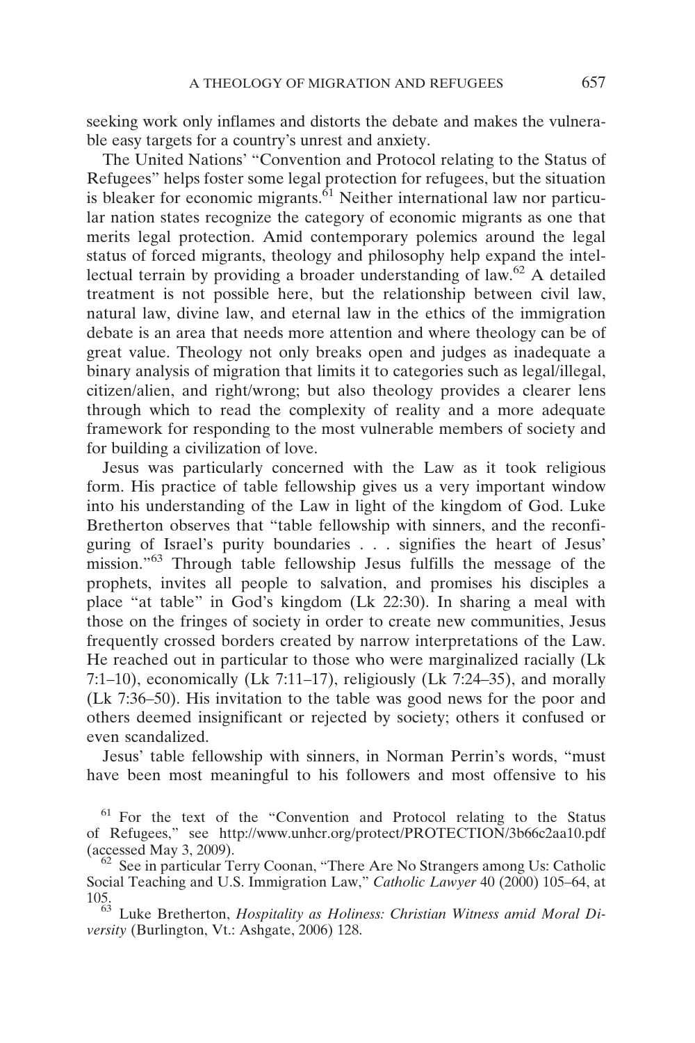seeking work only inflames and distorts the debate and makes the vulnerable easy targets for a country's unrest and anxiety.

The United Nations' "Convention and Protocol relating to the Status of Refugees" helps foster some legal protection for refugees, but the situation is bleaker for economic migrants.[61] Neither international law nor particular nation states recognize the category of economic migrants as one that merits legal protection. Amid contemporary polemics around the legal status of forced migrants, theology and philosophy help expand the intellectual terrain by providing a broader understanding of law.[62] A detailed treatment is not possible here, but the relationship between civil law, natural law, divine law, and eternal law in the ethics of the immigration debate is an area that needs more attention and where theology can be of great value. Theology not only breaks open and judges as inadequate a binary analysis of migration that limits it to categories such as legal/illegal, citizen/alien, and right/wrong; but also theology provides a clearer lens through which to read the complexity of reality and a more adequate framework for responding to the most vulnerable members of society and for building a civilization of love.

Jesus was particularly concerned with the Law as it took religious form. His practice of table fellowship gives us a very important window into his understanding of the Law in light of the kingdom of God. Luke Bretherton observes that "table fellowship with sinners, and the reconfiguring of Israel's purity boundaries . . . signifies the heart of Jesus' mission."[63] Through table fellowship Jesus fulfills the message of the prophets, invites all people to salvation, and promises his disciples a place "at table" in God's kingdom (Lk 22:30). In sharing a meal with those on the fringes of society in order to create new communities, Jesus frequently crossed borders created by narrow interpretations of the Law. He reached out in particular to those who were marginalized racially (Lk 7:1–10), economically (Lk 7:11–17), religiously (Lk 7:24–35), and morally (Lk 7:36–50). His invitation to the table was good news for the poor and others deemed insignificant or rejected by society; others it confused or even scandalized.

Jesus' table fellowship with sinners, in Norman Perrin's words, "must have been most meaningful to his followers and most offensive to his

[61] For the text of the "Convention and Protocol relating to the Status of Refugees," see http://www.unhcr.org/protect/PROTECTION/3b66c2aa10.pdf (accessed May 3, 2009).

[62] See in particular Terry Coonan, "There Are No Strangers among Us: Catholic Social Teaching and U.S. Immigration Law," *Catholic Lawyer* 40 (2000) 105–64, at 105.

[63] Luke Bretherton, *Hospitality as Holiness: Christian Witness amid Moral Diversity* (Burlington, Vt.: Ashgate, 2006) 128.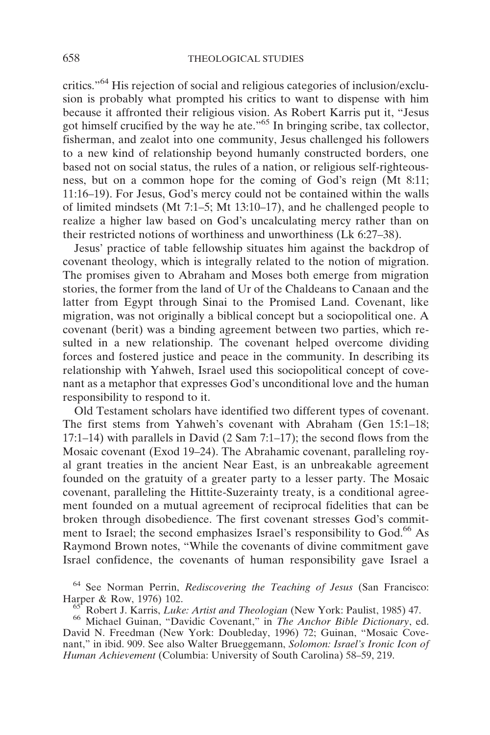critics."[64] His rejection of social and religious categories of inclusion/exclusion is probably what prompted his critics to want to dispense with him because it affronted their religious vision. As Robert Karris put it, "Jesus got himself crucified by the way he ate."[65] In bringing scribe, tax collector, fisherman, and zealot into one community, Jesus challenged his followers to a new kind of relationship beyond humanly constructed borders, one based not on social status, the rules of a nation, or religious self-righteousness, but on a common hope for the coming of God's reign (Mt 8:11; 11:16–19). For Jesus, God's mercy could not be contained within the walls of limited mindsets (Mt 7:1–5; Mt 13:10–17), and he challenged people to realize a higher law based on God's uncalculating mercy rather than on their restricted notions of worthiness and unworthiness (Lk 6:27–38).

Jesus' practice of table fellowship situates him against the backdrop of covenant theology, which is integrally related to the notion of migration. The promises given to Abraham and Moses both emerge from migration stories, the former from the land of Ur of the Chaldeans to Canaan and the latter from Egypt through Sinai to the Promised Land. Covenant, like migration, was not originally a biblical concept but a sociopolitical one. A covenant (berit) was a binding agreement between two parties, which resulted in a new relationship. The covenant helped overcome dividing forces and fostered justice and peace in the community. In describing its relationship with Yahweh, Israel used this sociopolitical concept of covenant as a metaphor that expresses God's unconditional love and the human responsibility to respond to it.

Old Testament scholars have identified two different types of covenant. The first stems from Yahweh's covenant with Abraham (Gen 15:1–18; 17:1–14) with parallels in David (2 Sam 7:1–17); the second flows from the Mosaic covenant (Exod 19–24). The Abrahamic covenant, paralleling royal grant treaties in the ancient Near East, is an unbreakable agreement founded on the gratuity of a greater party to a lesser party. The Mosaic covenant, paralleling the Hittite-Suzerainty treaty, is a conditional agreement founded on a mutual agreement of reciprocal fidelities that can be broken through disobedience. The first covenant stresses God's commitment to Israel; the second emphasizes Israel's responsibility to God.[66] As Raymond Brown notes, "While the covenants of divine commitment gave Israel confidence, the covenants of human responsibility gave Israel a

[64] See Norman Perrin, *Rediscovering the Teaching of Jesus* (San Francisco: Harper & Row, 1976) 102.

[65] Robert J. Karris, *Luke: Artist and Theologian* (New York: Paulist, 1985) 47.

[66] Michael Guinan, "Davidic Covenant," in *The Anchor Bible Dictionary*, ed. David N. Freedman (New York: Doubleday, 1996) 72; Guinan, "Mosaic Covenant," in ibid. 909. See also Walter Brueggemann, *Solomon: Israel's Ironic Icon of Human Achievement* (Columbia: University of South Carolina) 58–59, 219.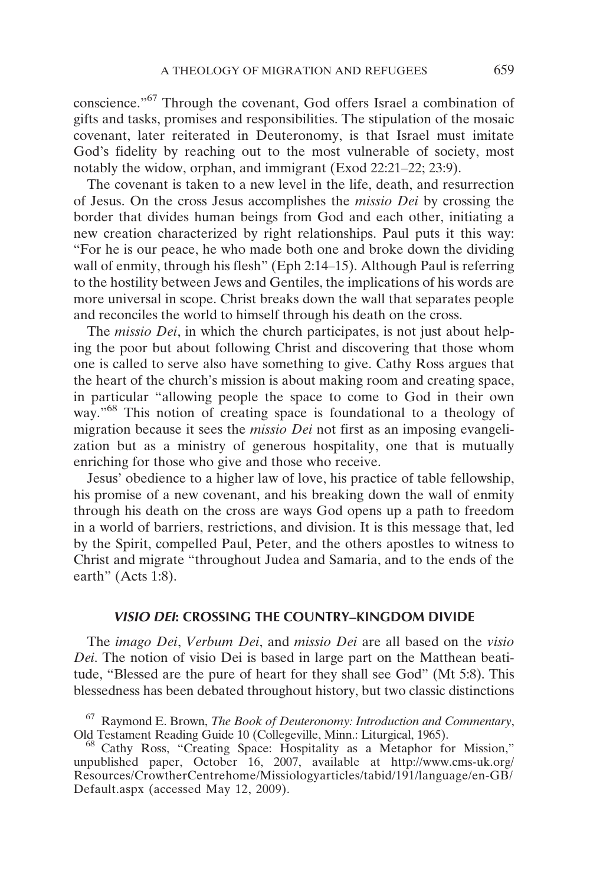conscience."[67] Through the covenant, God offers Israel a combination of gifts and tasks, promises and responsibilities. The stipulation of the mosaic covenant, later reiterated in Deuteronomy, is that Israel must imitate God's fidelity by reaching out to the most vulnerable of society, most notably the widow, orphan, and immigrant (Exod 22:21–22; 23:9).

The covenant is taken to a new level in the life, death, and resurrection of Jesus. On the cross Jesus accomplishes the *missio Dei* by crossing the border that divides human beings from God and each other, initiating a new creation characterized by right relationships. Paul puts it this way: "For he is our peace, he who made both one and broke down the dividing wall of enmity, through his flesh" (Eph 2:14–15). Although Paul is referring to the hostility between Jews and Gentiles, the implications of his words are more universal in scope. Christ breaks down the wall that separates people and reconciles the world to himself through his death on the cross.

The *missio Dei*, in which the church participates, is not just about helping the poor but about following Christ and discovering that those whom one is called to serve also have something to give. Cathy Ross argues that the heart of the church's mission is about making room and creating space, in particular "allowing people the space to come to God in their own way."[68] This notion of creating space is foundational to a theology of migration because it sees the *missio Dei* not first as an imposing evangelization but as a ministry of generous hospitality, one that is mutually enriching for those who give and those who receive.

Jesus' obedience to a higher law of love, his practice of table fellowship, his promise of a new covenant, and his breaking down the wall of enmity through his death on the cross are ways God opens up a path to freedom in a world of barriers, restrictions, and division. It is this message that, led by the Spirit, compelled Paul, Peter, and the others apostles to witness to Christ and migrate "throughout Judea and Samaria, and to the ends of the earth" (Acts 1:8).

## *VISIO DEI*: CROSSING THE COUNTRY–KINGDOM DIVIDE

The *imago Dei*, *Verbum Dei*, and *missio Dei* are all based on the *visio Dei*. The notion of visio Dei is based in large part on the Matthean beatitude, "Blessed are the pure of heart for they shall see God" (Mt 5:8). This blessedness has been debated throughout history, but two classic distinctions

[67] Raymond E. Brown, *The Book of Deuteronomy: Introduction and Commentary*, Old Testament Reading Guide 10 (Collegeville, Minn.: Liturgical, 1965).

[68] Cathy Ross, "Creating Space: Hospitality as a Metaphor for Mission," unpublished paper, October 16, 2007, available at http://www.cms-uk.org/Resources/CrowtherCentrehome/Missiologyarticles/tabid/191/language/en-GB/Default.aspx (accessed May 12, 2009).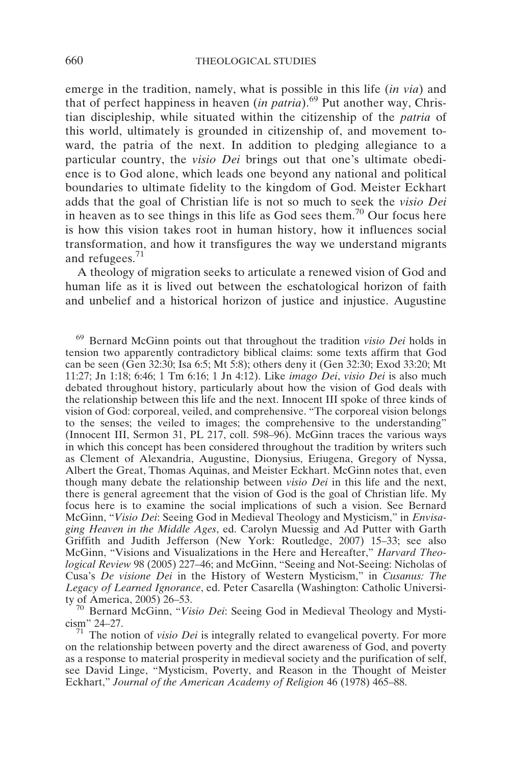emerge in the tradition, namely, what is possible in this life (*in via*) and that of perfect happiness in heaven (*in patria*).[69] Put another way, Christian discipleship, while situated within the citizenship of the *patria* of this world, ultimately is grounded in citizenship of, and movement toward, the patria of the next. In addition to pledging allegiance to a particular country, the *visio Dei* brings out that one's ultimate obedience is to God alone, which leads one beyond any national and political boundaries to ultimate fidelity to the kingdom of God. Meister Eckhart adds that the goal of Christian life is not so much to seek the *visio Dei* in heaven as to see things in this life as God sees them.[70] Our focus here is how this vision takes root in human history, how it influences social transformation, and how it transfigures the way we understand migrants and refugees.[71]

A theology of migration seeks to articulate a renewed vision of God and human life as it is lived out between the eschatological horizon of faith and unbelief and a historical horizon of justice and injustice. Augustine

[69] Bernard McGinn points out that throughout the tradition *visio Dei* holds in tension two apparently contradictory biblical claims: some texts affirm that God can be seen (Gen 32:30; Isa 6:5; Mt 5:8); others deny it (Gen 32:30; Exod 33:20; Mt 11:27; Jn 1:18; 6:46; 1 Tm 6:16; 1 Jn 4:12). Like *imago Dei*, *visio Dei* is also much debated throughout history, particularly about how the vision of God deals with the relationship between this life and the next. Innocent III spoke of three kinds of vision of God: corporeal, veiled, and comprehensive. "The corporeal vision belongs to the senses; the veiled to images; the comprehensive to the understanding" (Innocent III, Sermon 31, PL 217, coll. 598–96). McGinn traces the various ways in which this concept has been considered throughout the tradition by writers such as Clement of Alexandria, Augustine, Dionysius, Eriugena, Gregory of Nyssa, Albert the Great, Thomas Aquinas, and Meister Eckhart. McGinn notes that, even though many debate the relationship between *visio Dei* in this life and the next, there is general agreement that the vision of God is the goal of Christian life. My focus here is to examine the social implications of such a vision. See Bernard McGinn, "*Visio Dei*: Seeing God in Medieval Theology and Mysticism," in *Envisaging Heaven in the Middle Ages*, ed. Carolyn Muessig and Ad Putter with Garth Griffith and Judith Jefferson (New York: Routledge, 2007) 15–33; see also McGinn, "Visions and Visualizations in the Here and Hereafter," *Harvard Theological Review* 98 (2005) 227–46; and McGinn, "Seeing and Not-Seeing: Nicholas of Cusa's *De visione Dei* in the History of Western Mysticism," in *Cusanus: The Legacy of Learned Ignorance*, ed. Peter Casarella (Washington: Catholic University of America, 2005) 26–53.

[70] Bernard McGinn, "*Visio Dei*: Seeing God in Medieval Theology and Mysticism" 24–27.

[71] The notion of *visio Dei* is integrally related to evangelical poverty. For more on the relationship between poverty and the direct awareness of God, and poverty as a response to material prosperity in medieval society and the purification of self, see David Linge, "Mysticism, Poverty, and Reason in the Thought of Meister Eckhart," *Journal of the American Academy of Religion* 46 (1978) 465–88.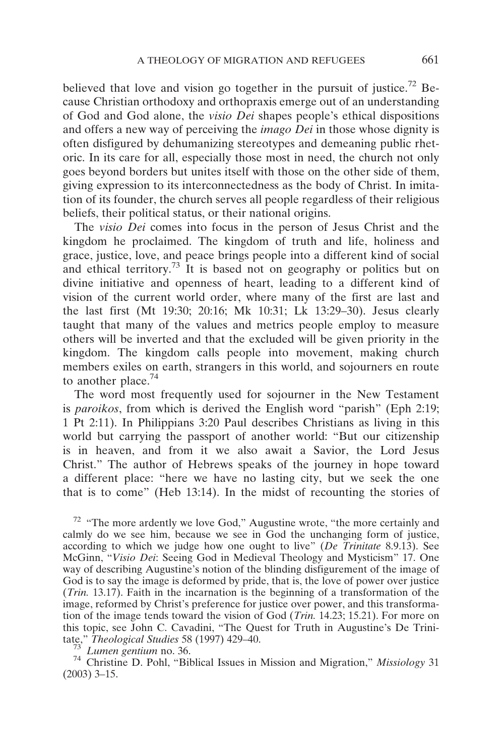believed that love and vision go together in the pursuit of justice.[72] Because Christian orthodoxy and orthopraxis emerge out of an understanding of God and God alone, the *visio Dei* shapes people's ethical dispositions and offers a new way of perceiving the *imago Dei* in those whose dignity is often disfigured by dehumanizing stereotypes and demeaning public rhetoric. In its care for all, especially those most in need, the church not only goes beyond borders but unites itself with those on the other side of them, giving expression to its interconnectedness as the body of Christ. In imitation of its founder, the church serves all people regardless of their religious beliefs, their political status, or their national origins.

The *visio Dei* comes into focus in the person of Jesus Christ and the kingdom he proclaimed. The kingdom of truth and life, holiness and grace, justice, love, and peace brings people into a different kind of social and ethical territory.[73] It is based not on geography or politics but on divine initiative and openness of heart, leading to a different kind of vision of the current world order, where many of the first are last and the last first (Mt 19:30; 20:16; Mk 10:31; Lk 13:29–30). Jesus clearly taught that many of the values and metrics people employ to measure others will be inverted and that the excluded will be given priority in the kingdom. The kingdom calls people into movement, making church members exiles on earth, strangers in this world, and sojourners en route to another place.[74]

The word most frequently used for sojourner in the New Testament is *paroikos*, from which is derived the English word "parish" (Eph 2:19; 1 Pt 2:11). In Philippians 3:20 Paul describes Christians as living in this world but carrying the passport of another world: "But our citizenship is in heaven, and from it we also await a Savior, the Lord Jesus Christ." The author of Hebrews speaks of the journey in hope toward a different place: "here we have no lasting city, but we seek the one that is to come" (Heb 13:14). In the midst of recounting the stories of

[72] "The more ardently we love God," Augustine wrote, "the more certainly and calmly do we see him, because we see in God the unchanging form of justice, according to which we judge how one ought to live" (*De Trinitate* 8.9.13). See McGinn, "*Visio Dei*: Seeing God in Medieval Theology and Mysticism" 17. One way of describing Augustine's notion of the blinding disfigurement of the image of God is to say the image is deformed by pride, that is, the love of power over justice (*Trin.* 13.17). Faith in the incarnation is the beginning of a transformation of the image, reformed by Christ's preference for justice over power, and this transformation of the image tends toward the vision of God (*Trin.* 14.23; 15.21). For more on this topic, see John C. Cavadini, "The Quest for Truth in Augustine's De Trinitate," *Theological Studies* 58 (1997) 429–40.

[73] *Lumen gentium* no. 36.

[74] Christine D. Pohl, "Biblical Issues in Mission and Migration," *Missiology* 31 (2003) 3–15.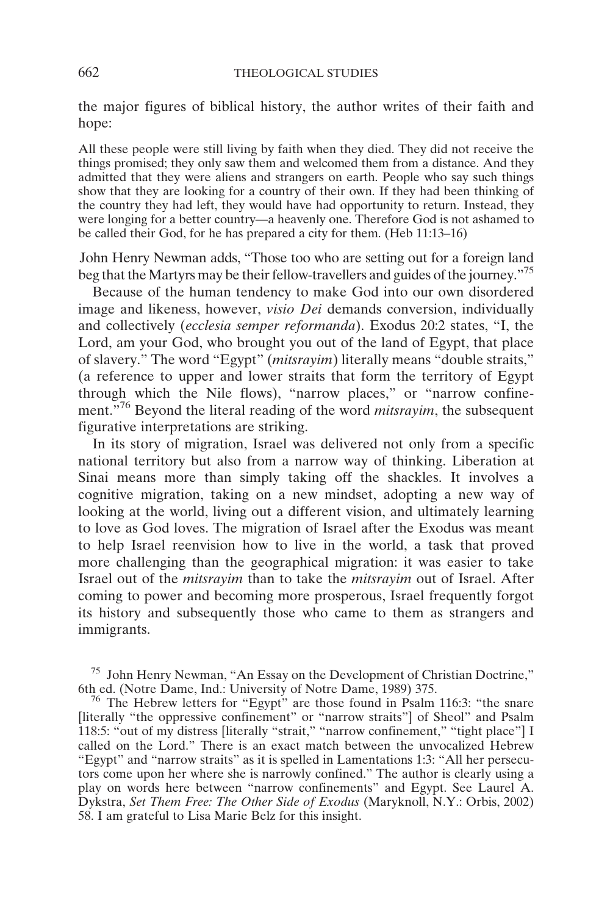the major figures of biblical history, the author writes of their faith and hope:

> All these people were still living by faith when they died. They did not receive the things promised; they only saw them and welcomed them from a distance. And they admitted that they were aliens and strangers on earth. People who say such things show that they are looking for a country of their own. If they had been thinking of the country they had left, they would have had opportunity to return. Instead, they were longing for a better country—a heavenly one. Therefore God is not ashamed to be called their God, for he has prepared a city for them. (Heb 11:13–16)

John Henry Newman adds, "Those too who are setting out for a foreign land beg that the Martyrs may be their fellow-travellers and guides of the journey."[75]

Because of the human tendency to make God into our own disordered image and likeness, however, *visio Dei* demands conversion, individually and collectively (*ecclesia semper reformanda*). Exodus 20:2 states, "I, the Lord, am your God, who brought you out of the land of Egypt, that place of slavery." The word "Egypt" (*mitsrayim*) literally means "double straits," (a reference to upper and lower straits that form the territory of Egypt through which the Nile flows), "narrow places," or "narrow confinement."[76] Beyond the literal reading of the word *mitsrayim*, the subsequent figurative interpretations are striking.

In its story of migration, Israel was delivered not only from a specific national territory but also from a narrow way of thinking. Liberation at Sinai means more than simply taking off the shackles. It involves a cognitive migration, taking on a new mindset, adopting a new way of looking at the world, living out a different vision, and ultimately learning to love as God loves. The migration of Israel after the Exodus was meant to help Israel reenvision how to live in the world, a task that proved more challenging than the geographical migration: it was easier to take Israel out of the *mitsrayim* than to take the *mitsrayim* out of Israel. After coming to power and becoming more prosperous, Israel frequently forgot its history and subsequently those who came to them as strangers and immigrants.

---

[75] John Henry Newman, "An Essay on the Development of Christian Doctrine," 6th ed. (Notre Dame, Ind.: University of Notre Dame, 1989) 375.

[76] The Hebrew letters for "Egypt" are those found in Psalm 116:3: "the snare [literally "the oppressive confinement" or "narrow straits"] of Sheol" and Psalm 118:5: "out of my distress [literally "strait," "narrow confinement," "tight place"] I called on the Lord." There is an exact match between the unvocalized Hebrew "Egypt" and "narrow straits" as it is spelled in Lamentations 1:3: "All her persecutors come upon her where she is narrowly confined." The author is clearly using a play on words here between "narrow confinements" and Egypt. See Laurel A. Dykstra, *Set Them Free: The Other Side of Exodus* (Maryknoll, N.Y.: Orbis, 2002) 58. I am grateful to Lisa Marie Belz for this insight.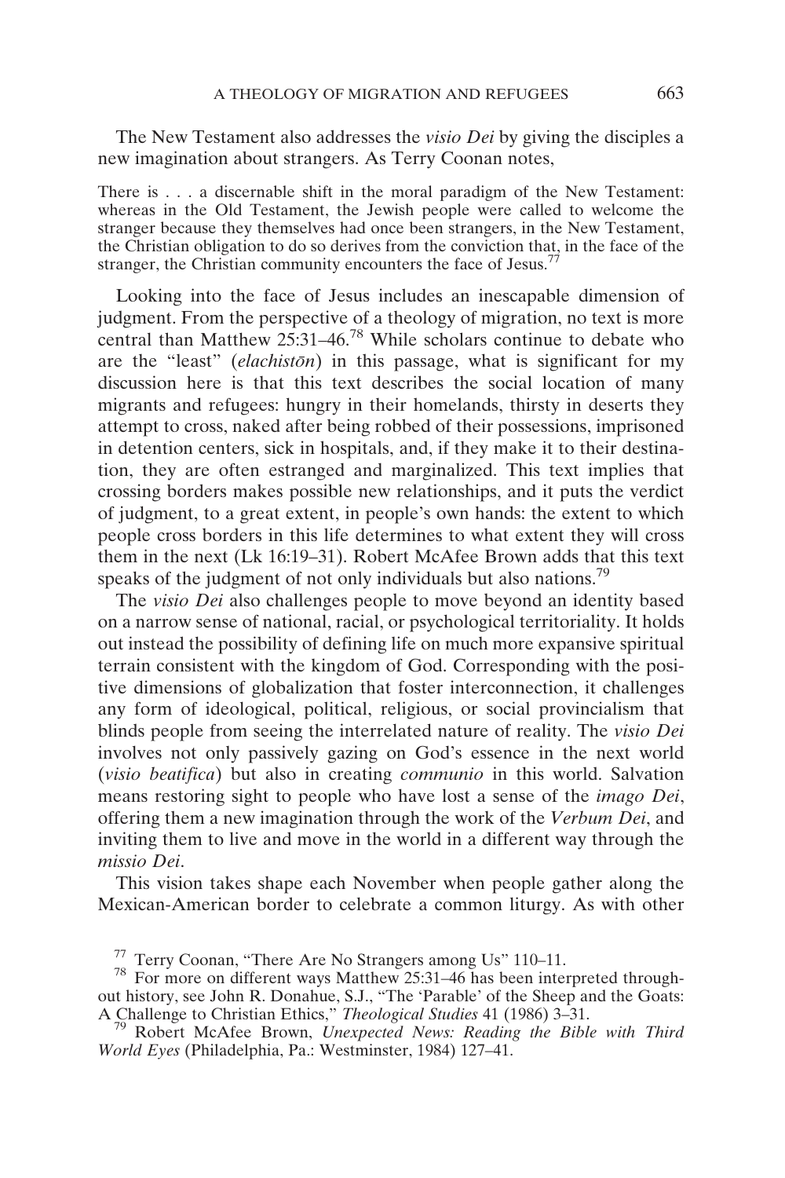The New Testament also addresses the *visio Dei* by giving the disciples a new imagination about strangers. As Terry Coonan notes,

> There is . . . a discernable shift in the moral paradigm of the New Testament: whereas in the Old Testament, the Jewish people were called to welcome the stranger because they themselves had once been strangers, in the New Testament, the Christian obligation to do so derives from the conviction that, in the face of the stranger, the Christian community encounters the face of Jesus.[77]

Looking into the face of Jesus includes an inescapable dimension of judgment. From the perspective of a theology of migration, no text is more central than Matthew 25:31–46.[78] While scholars continue to debate who are the "least" (*elachistōn*) in this passage, what is significant for my discussion here is that this text describes the social location of many migrants and refugees: hungry in their homelands, thirsty in deserts they attempt to cross, naked after being robbed of their possessions, imprisoned in detention centers, sick in hospitals, and, if they make it to their destination, they are often estranged and marginalized. This text implies that crossing borders makes possible new relationships, and it puts the verdict of judgment, to a great extent, in people's own hands: the extent to which people cross borders in this life determines to what extent they will cross them in the next (Lk 16:19–31). Robert McAfee Brown adds that this text speaks of the judgment of not only individuals but also nations.[79]

The *visio Dei* also challenges people to move beyond an identity based on a narrow sense of national, racial, or psychological territoriality. It holds out instead the possibility of defining life on much more expansive spiritual terrain consistent with the kingdom of God. Corresponding with the positive dimensions of globalization that foster interconnection, it challenges any form of ideological, political, religious, or social provincialism that blinds people from seeing the interrelated nature of reality. The *visio Dei* involves not only passively gazing on God's essence in the next world (*visio beatifica*) but also in creating *communio* in this world. Salvation means restoring sight to people who have lost a sense of the *imago Dei*, offering them a new imagination through the work of the *Verbum Dei*, and inviting them to live and move in the world in a different way through the *missio Dei*.

This vision takes shape each November when people gather along the Mexican-American border to celebrate a common liturgy. As with other

---

[77] Terry Coonan, "There Are No Strangers among Us" 110–11.

[78] For more on different ways Matthew 25:31–46 has been interpreted throughout history, see John R. Donahue, S.J., "The 'Parable' of the Sheep and the Goats: A Challenge to Christian Ethics," *Theological Studies* 41 (1986) 3–31.

[79] Robert McAfee Brown, *Unexpected News: Reading the Bible with Third World Eyes* (Philadelphia, Pa.: Westminster, 1984) 127–41.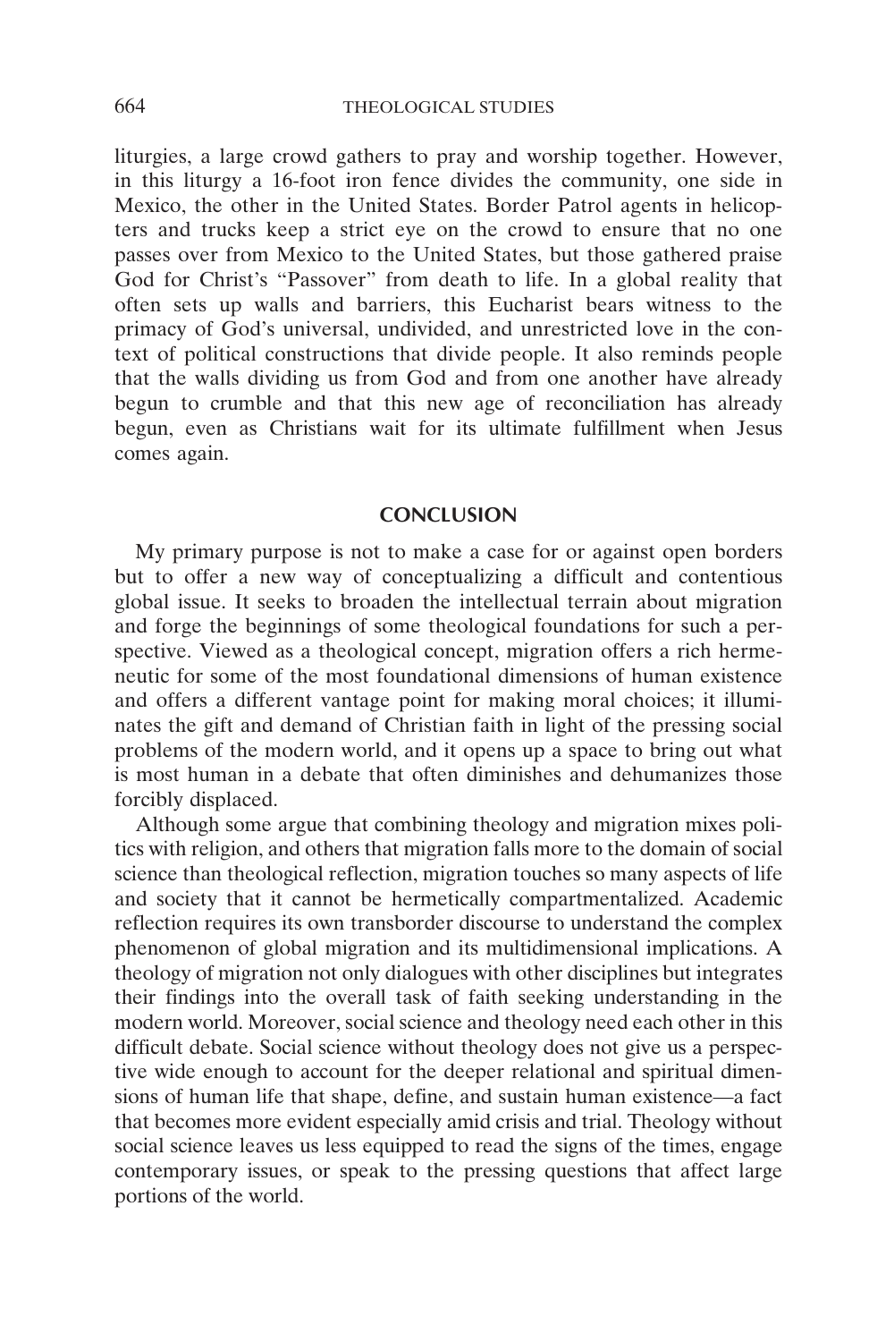liturgies, a large crowd gathers to pray and worship together. However, in this liturgy a 16-foot iron fence divides the community, one side in Mexico, the other in the United States. Border Patrol agents in helicopters and trucks keep a strict eye on the crowd to ensure that no one passes over from Mexico to the United States, but those gathered praise God for Christ's "Passover" from death to life. In a global reality that often sets up walls and barriers, this Eucharist bears witness to the primacy of God's universal, undivided, and unrestricted love in the context of political constructions that divide people. It also reminds people that the walls dividing us from God and from one another have already begun to crumble and that this new age of reconciliation has already begun, even as Christians wait for its ultimate fulfillment when Jesus comes again.

## CONCLUSION

My primary purpose is not to make a case for or against open borders but to offer a new way of conceptualizing a difficult and contentious global issue. It seeks to broaden the intellectual terrain about migration and forge the beginnings of some theological foundations for such a perspective. Viewed as a theological concept, migration offers a rich hermeneutic for some of the most foundational dimensions of human existence and offers a different vantage point for making moral choices; it illuminates the gift and demand of Christian faith in light of the pressing social problems of the modern world, and it opens up a space to bring out what is most human in a debate that often diminishes and dehumanizes those forcibly displaced.

Although some argue that combining theology and migration mixes politics with religion, and others that migration falls more to the domain of social science than theological reflection, migration touches so many aspects of life and society that it cannot be hermetically compartmentalized. Academic reflection requires its own transborder discourse to understand the complex phenomenon of global migration and its multidimensional implications. A theology of migration not only dialogues with other disciplines but integrates their findings into the overall task of faith seeking understanding in the modern world. Moreover, social science and theology need each other in this difficult debate. Social science without theology does not give us a perspective wide enough to account for the deeper relational and spiritual dimensions of human life that shape, define, and sustain human existence—a fact that becomes more evident especially amid crisis and trial. Theology without social science leaves us less equipped to read the signs of the times, engage contemporary issues, or speak to the pressing questions that affect large portions of the world.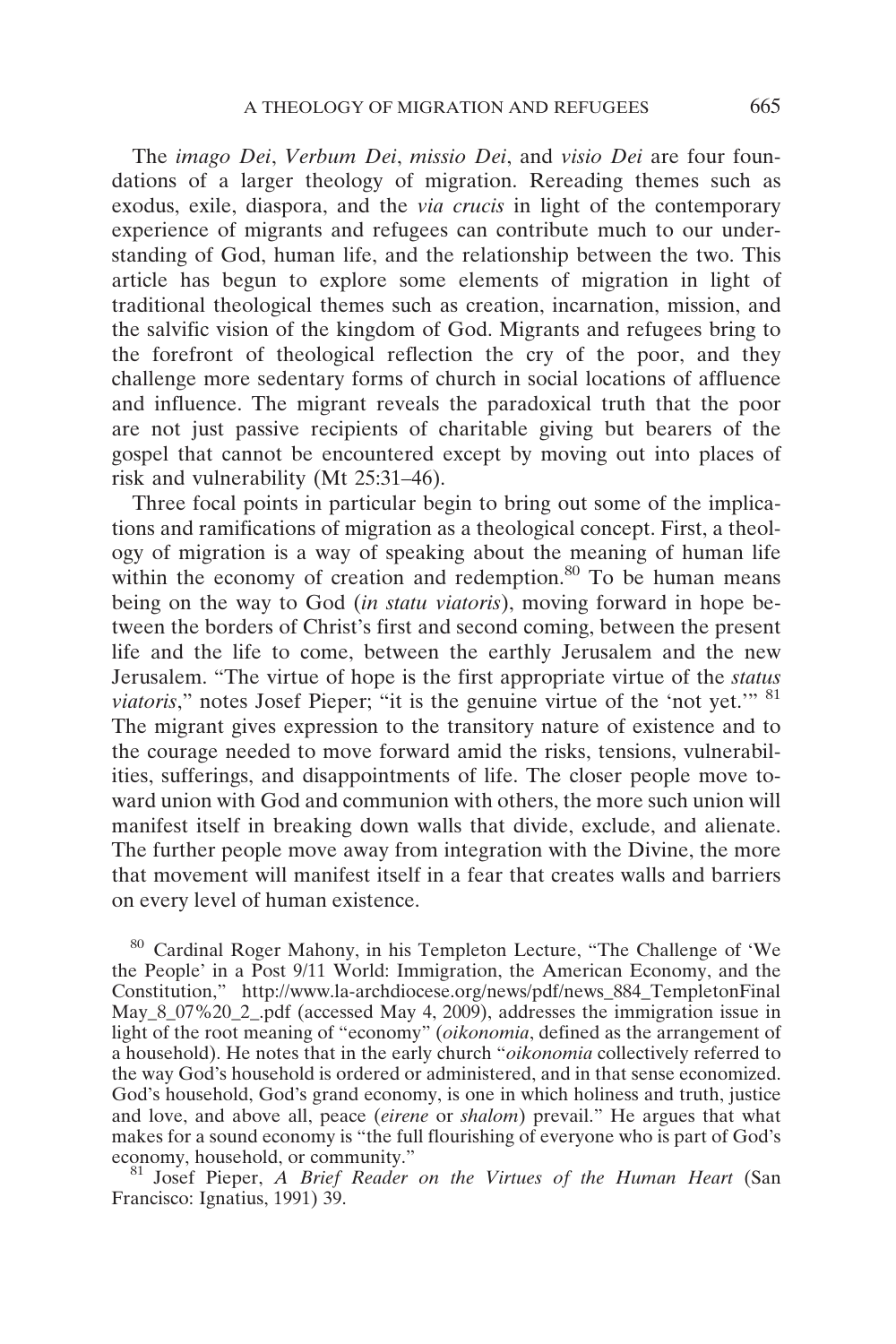The *imago Dei*, *Verbum Dei*, *missio Dei*, and *visio Dei* are four foundations of a larger theology of migration. Rereading themes such as exodus, exile, diaspora, and the *via crucis* in light of the contemporary experience of migrants and refugees can contribute much to our understanding of God, human life, and the relationship between the two. This article has begun to explore some elements of migration in light of traditional theological themes such as creation, incarnation, mission, and the salvific vision of the kingdom of God. Migrants and refugees bring to the forefront of theological reflection the cry of the poor, and they challenge more sedentary forms of church in social locations of affluence and influence. The migrant reveals the paradoxical truth that the poor are not just passive recipients of charitable giving but bearers of the gospel that cannot be encountered except by moving out into places of risk and vulnerability (Mt 25:31–46).

Three focal points in particular begin to bring out some of the implications and ramifications of migration as a theological concept. First, a theology of migration is a way of speaking about the meaning of human life within the economy of creation and redemption.[80] To be human means being on the way to God (*in statu viatoris*), moving forward in hope between the borders of Christ's first and second coming, between the present life and the life to come, between the earthly Jerusalem and the new Jerusalem. "The virtue of hope is the first appropriate virtue of the *status viatoris*," notes Josef Pieper; "it is the genuine virtue of the 'not yet.'"[81] The migrant gives expression to the transitory nature of existence and to the courage needed to move forward amid the risks, tensions, vulnerabilities, sufferings, and disappointments of life. The closer people move toward union with God and communion with others, the more such union will manifest itself in breaking down walls that divide, exclude, and alienate. The further people move away from integration with the Divine, the more that movement will manifest itself in a fear that creates walls and barriers on every level of human existence.

[80] Cardinal Roger Mahony, in his Templeton Lecture, "The Challenge of 'We the People' in a Post 9/11 World: Immigration, the American Economy, and the Constitution," http://www.la-archdiocese.org/news/pdf/news_884_TempletonFinal May_8_07%20_2_.pdf (accessed May 4, 2009), addresses the immigration issue in light of the root meaning of "economy" (*oikonomia*, defined as the arrangement of a household). He notes that in the early church "*oikonomia* collectively referred to the way God's household is ordered or administered, and in that sense economized. God's household, God's grand economy, is one in which holiness and truth, justice and love, and above all, peace (*eirene* or *shalom*) prevail." He argues that what makes for a sound economy is "the full flourishing of everyone who is part of God's economy, household, or community."

[81] Josef Pieper, *A Brief Reader on the Virtues of the Human Heart* (San Francisco: Ignatius, 1991) 39.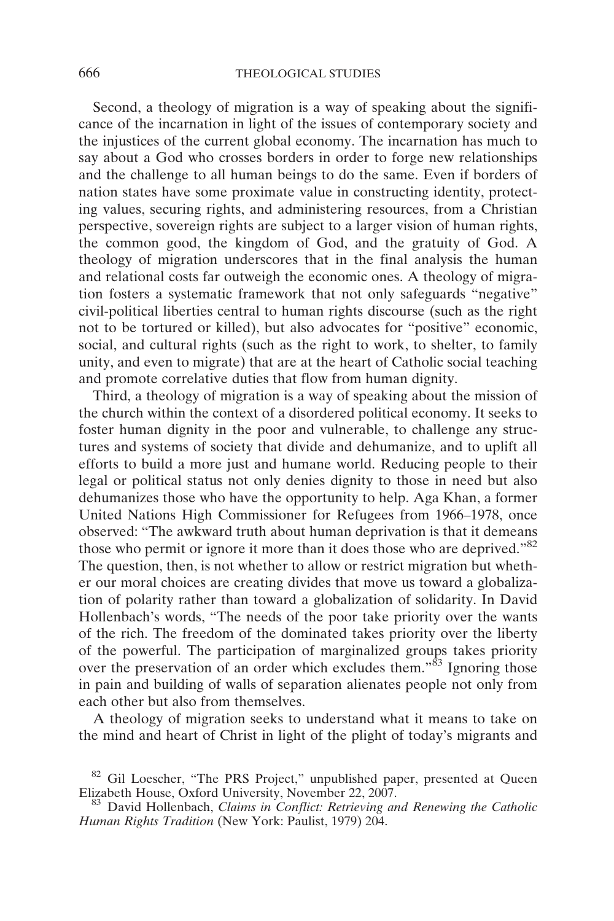Second, a theology of migration is a way of speaking about the significance of the incarnation in light of the issues of contemporary society and the injustices of the current global economy. The incarnation has much to say about a God who crosses borders in order to forge new relationships and the challenge to all human beings to do the same. Even if borders of nation states have some proximate value in constructing identity, protecting values, securing rights, and administering resources, from a Christian perspective, sovereign rights are subject to a larger vision of human rights, the common good, the kingdom of God, and the gratuity of God. A theology of migration underscores that in the final analysis the human and relational costs far outweigh the economic ones. A theology of migration fosters a systematic framework that not only safeguards "negative" civil-political liberties central to human rights discourse (such as the right not to be tortured or killed), but also advocates for "positive" economic, social, and cultural rights (such as the right to work, to shelter, to family unity, and even to migrate) that are at the heart of Catholic social teaching and promote correlative duties that flow from human dignity.

Third, a theology of migration is a way of speaking about the mission of the church within the context of a disordered political economy. It seeks to foster human dignity in the poor and vulnerable, to challenge any structures and systems of society that divide and dehumanize, and to uplift all efforts to build a more just and humane world. Reducing people to their legal or political status not only denies dignity to those in need but also dehumanizes those who have the opportunity to help. Aga Khan, a former United Nations High Commissioner for Refugees from 1966–1978, once observed: "The awkward truth about human deprivation is that it demeans those who permit or ignore it more than it does those who are deprived."[82] The question, then, is not whether to allow or restrict migration but whether our moral choices are creating divides that move us toward a globalization of polarity rather than toward a globalization of solidarity. In David Hollenbach's words, "The needs of the poor take priority over the wants of the rich. The freedom of the dominated takes priority over the liberty of the powerful. The participation of marginalized groups takes priority over the preservation of an order which excludes them."[83] Ignoring those in pain and building of walls of separation alienates people not only from each other but also from themselves.

A theology of migration seeks to understand what it means to take on the mind and heart of Christ in light of the plight of today's migrants and

[82] Gil Loescher, "The PRS Project," unpublished paper, presented at Queen Elizabeth House, Oxford University, November 22, 2007.

[83] David Hollenbach, *Claims in Conflict: Retrieving and Renewing the Catholic Human Rights Tradition* (New York: Paulist, 1979) 204.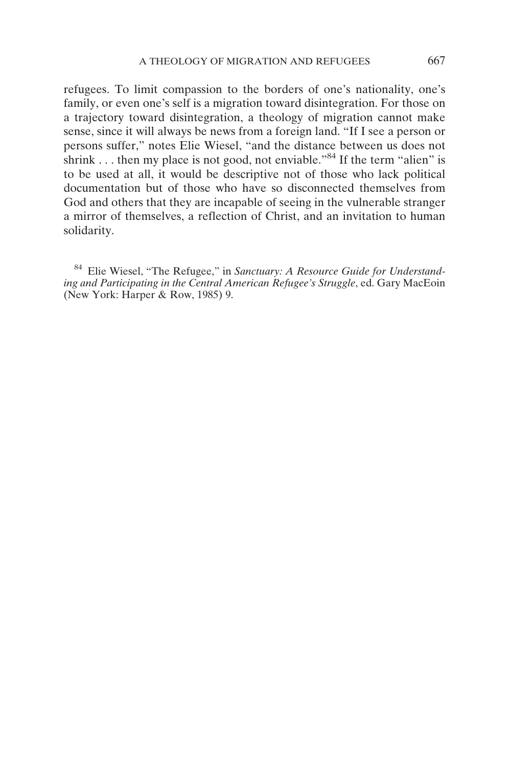refugees. To limit compassion to the borders of one's nationality, one's family, or even one's self is a migration toward disintegration. For those on a trajectory toward disintegration, a theology of migration cannot make sense, since it will always be news from a foreign land. "If I see a person or persons suffer," notes Elie Wiesel, "and the distance between us does not shrink . . . then my place is not good, not enviable."[84] If the term "alien" is to be used at all, it would be descriptive not of those who lack political documentation but of those who have so disconnected themselves from God and others that they are incapable of seeing in the vulnerable stranger a mirror of themselves, a reflection of Christ, and an invitation to human solidarity.

[84] Elie Wiesel, "The Refugee," in *Sanctuary: A Resource Guide for Understanding and Participating in the Central American Refugee's Struggle*, ed. Gary MacEoin (New York: Harper & Row, 1985) 9.